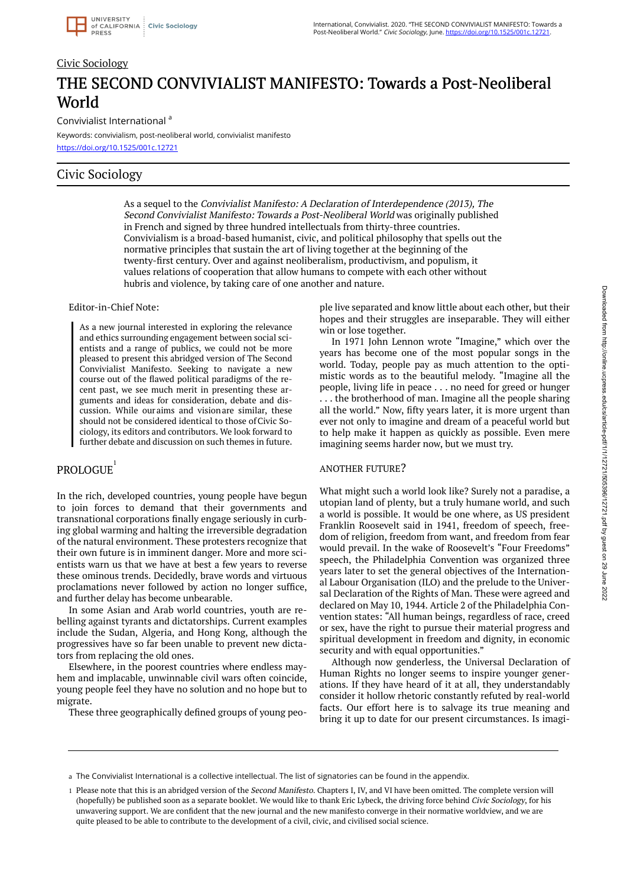Civic Sociology

# THE SECOND CONVIVIALIST MANIFESTO: Towards a Post-Neoliberal World

Convivialist International [a]

Keywords: convivialism, post-neoliberal world, convivialist manifesto

https://doi.org/10.1525/001c.12721

## Civic Sociology

As a sequel to the *Convivialist Manifesto: A Declaration of Interdependence (2013), The Second Convivialist Manifesto: Towards a Post-Neoliberal World* was originally published in French and signed by three hundred intellectuals from thirty-three countries. Convivialism is a broad-based humanist, civic, and political philosophy that spells out the normative principles that sustain the art of living together at the beginning of the twenty-first century. Over and against neoliberalism, productivism, and populism, it values relations of cooperation that allow humans to compete with each other without hubris and violence, by taking care of one another and nature.

Editor-in-Chief Note:

> As a new journal interested in exploring the relevance and ethics surrounding engagement between social scientists and a range of publics, we could not be more pleased to present this abridged version of The Second Convivialist Manifesto. Seeking to navigate a new course out of the flawed political paradigms of the recent past, we see much merit in presenting these arguments and ideas for consideration, debate and discussion. While our aims and vision are similar, these should not be considered identical to those of Civic Sociology, its editors and contributors. We look forward to further debate and discussion on such themes in future.

## PROLOGUE[1]

In the rich, developed countries, young people have begun to join forces to demand that their governments and transnational corporations finally engage seriously in curbing global warming and halting the irreversible degradation of the natural environment. These protesters recognize that their own future is in imminent danger. More and more scientists warn us that we have at best a few years to reverse these ominous trends. Decidedly, brave words and virtuous proclamations never followed by action no longer suffice, and further delay has become unbearable.

In some Asian and Arab world countries, youth are rebelling against tyrants and dictatorships. Current examples include the Sudan, Algeria, and Hong Kong, although the progressives have so far been unable to prevent new dictators from replacing the old ones.

Elsewhere, in the poorest countries where endless mayhem and implacable, unwinnable civil wars often coincide, young people feel they have no solution and no hope but to migrate.

These three geographically defined groups of young people live separated and know little about each other, but their hopes and their struggles are inseparable. They will either win or lose together.

In 1971 John Lennon wrote "Imagine," which over the years has become one of the most popular songs in the world. Today, people pay as much attention to the optimistic words as to the beautiful melody. "Imagine all the people, living life in peace . . . no need for greed or hunger . . . the brotherhood of man. Imagine all the people sharing all the world." Now, fifty years later, it is more urgent than ever not only to imagine and dream of a peaceful world but to help make it happen as quickly as possible. Even mere imagining seems harder now, but we must try.

## ANOTHER FUTURE?

What might such a world look like? Surely not a paradise, a utopian land of plenty, but a truly humane world, and such a world is possible. It would be one where, as US president Franklin Roosevelt said in 1941, freedom of speech, freedom of religion, freedom from want, and freedom from fear would prevail. In the wake of Roosevelt's "Four Freedoms" speech, the Philadelphia Convention was organized three years later to set the general objectives of the International Labour Organisation (ILO) and the prelude to the Universal Declaration of the Rights of Man. These were agreed and declared on May 10, 1944. Article 2 of the Philadelphia Convention states: "All human beings, regardless of race, creed or sex, have the right to pursue their material progress and spiritual development in freedom and dignity, in economic security and with equal opportunities."

Although now genderless, the Universal Declaration of Human Rights no longer seems to inspire younger generations. If they have heard of it at all, they understandably consider it hollow rhetoric constantly refuted by real-world facts. Our effort here is to salvage its true meaning and bring it up to date for our present circumstances. Is imagi-

---

a The Convivialist International is a collective intellectual. The list of signatories can be found in the appendix.

1 Please note that this is an abridged version of the *Second Manifesto*. Chapters I, IV, and VI have been omitted. The complete version will (hopefully) be published soon as a separate booklet. We would like to thank Eric Lybeck, the driving force behind *Civic Sociology*, for his unwavering support. We are confident that the new journal and the new manifesto converge in their normative worldview, and we are quite pleased to be able to contribute to the development of a civil, civic, and civilised social science.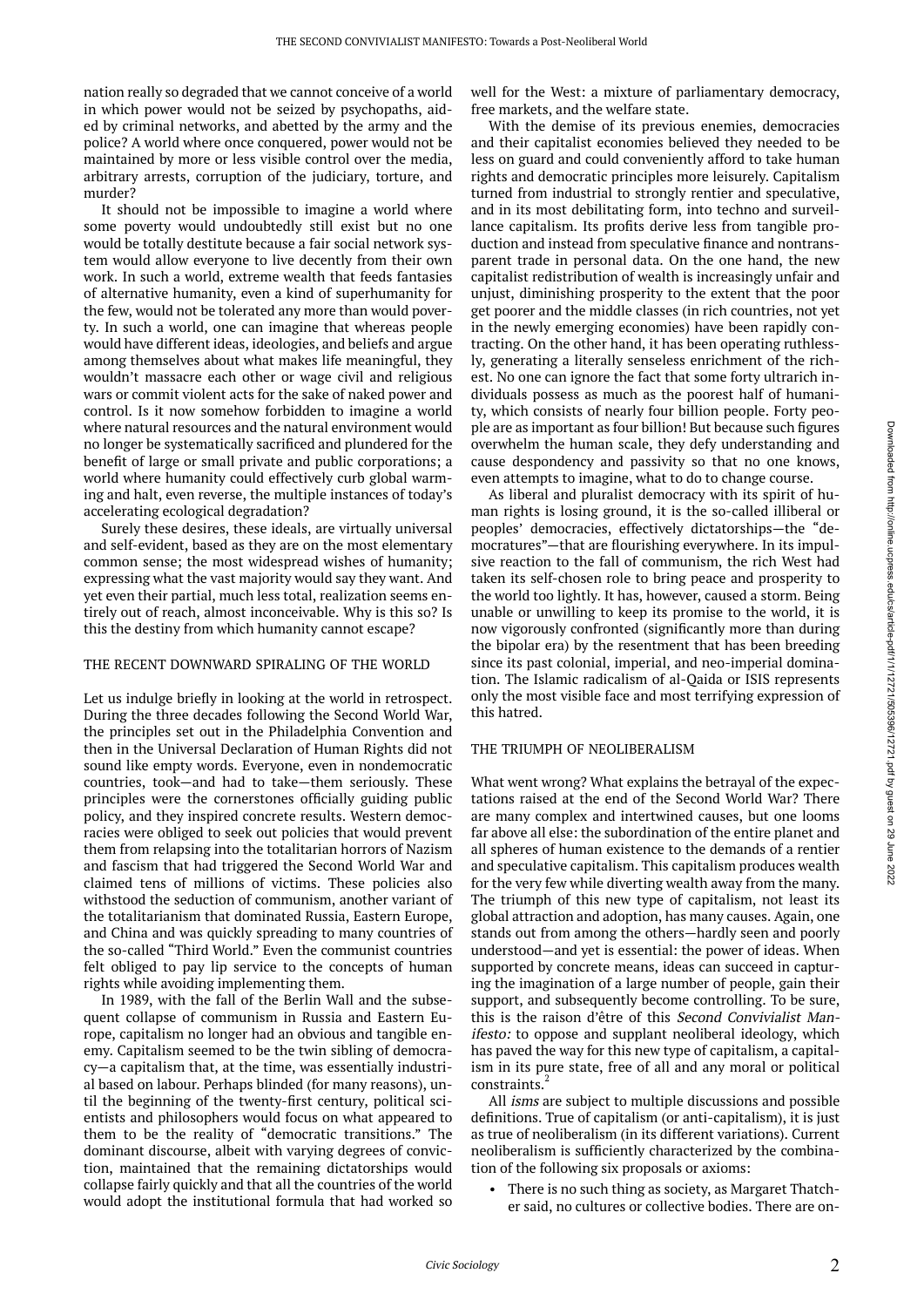nation really so degraded that we cannot conceive of a world in which power would not be seized by psychopaths, aided by criminal networks, and abetted by the army and the police? A world where once conquered, power would not be maintained by more or less visible control over the media, arbitrary arrests, corruption of the judiciary, torture, and murder?

It should not be impossible to imagine a world where some poverty would undoubtedly still exist but no one would be totally destitute because a fair social network system would allow everyone to live decently from their own work. In such a world, extreme wealth that feeds fantasies of alternative humanity, even a kind of superhumanity for the few, would not be tolerated any more than would poverty. In such a world, one can imagine that whereas people would have different ideas, ideologies, and beliefs and argue among themselves about what makes life meaningful, they wouldn't massacre each other or wage civil and religious wars or commit violent acts for the sake of naked power and control. Is it now somehow forbidden to imagine a world where natural resources and the natural environment would no longer be systematically sacrificed and plundered for the benefit of large or small private and public corporations; a world where humanity could effectively curb global warming and halt, even reverse, the multiple instances of today's accelerating ecological degradation?

Surely these desires, these ideals, are virtually universal and self-evident, based as they are on the most elementary common sense; the most widespread wishes of humanity; expressing what the vast majority would say they want. And yet even their partial, much less total, realization seems entirely out of reach, almost inconceivable. Why is this so? Is this the destiny from which humanity cannot escape?

## THE RECENT DOWNWARD SPIRALING OF THE WORLD

Let us indulge briefly in looking at the world in retrospect. During the three decades following the Second World War, the principles set out in the Philadelphia Convention and then in the Universal Declaration of Human Rights did not sound like empty words. Everyone, even in nondemocratic countries, took—and had to take—them seriously. These principles were the cornerstones officially guiding public policy, and they inspired concrete results. Western democracies were obliged to seek out policies that would prevent them from relapsing into the totalitarian horrors of Nazism and fascism that had triggered the Second World War and claimed tens of millions of victims. These policies also withstood the seduction of communism, another variant of the totalitarianism that dominated Russia, Eastern Europe, and China and was quickly spreading to many countries of the so-called "Third World." Even the communist countries felt obliged to pay lip service to the concepts of human rights while avoiding implementing them.

In 1989, with the fall of the Berlin Wall and the subsequent collapse of communism in Russia and Eastern Europe, capitalism no longer had an obvious and tangible enemy. Capitalism seemed to be the twin sibling of democracy—a capitalism that, at the time, was essentially industrial based on labour. Perhaps blinded (for many reasons), until the beginning of the twenty-first century, political scientists and philosophers would focus on what appeared to them to be the reality of "democratic transitions." The dominant discourse, albeit with varying degrees of conviction, maintained that the remaining dictatorships would collapse fairly quickly and that all the countries of the world would adopt the institutional formula that had worked so well for the West: a mixture of parliamentary democracy, free markets, and the welfare state.

With the demise of its previous enemies, democracies and their capitalist economies believed they needed to be less on guard and could conveniently afford to take human rights and democratic principles more leisurely. Capitalism turned from industrial to strongly rentier and speculative, and in its most debilitating form, into techno and surveillance capitalism. Its profits derive less from tangible production and instead from speculative finance and nontransparent trade in personal data. On the one hand, the new capitalist redistribution of wealth is increasingly unfair and unjust, diminishing prosperity to the extent that the poor get poorer and the middle classes (in rich countries, not yet in the newly emerging economies) have been rapidly contracting. On the other hand, it has been operating ruthlessly, generating a literally senseless enrichment of the richest. No one can ignore the fact that some forty ultrarich individuals possess as much as the poorest half of humanity, which consists of nearly four billion people. Forty people are as important as four billion! But because such figures overwhelm the human scale, they defy understanding and cause despondency and passivity so that no one knows, even attempts to imagine, what to do to change course.

As liberal and pluralist democracy with its spirit of human rights is losing ground, it is the so-called illiberal or peoples' democracies, effectively dictatorships—the "democratures"—that are flourishing everywhere. In its impulsive reaction to the fall of communism, the rich West had taken its self-chosen role to bring peace and prosperity to the world too lightly. It has, however, caused a storm. Being unable or unwilling to keep its promise to the world, it is now vigorously confronted (significantly more than during the bipolar era) by the resentment that has been breeding since its past colonial, imperial, and neo-imperial domination. The Islamic radicalism of al-Qaida or ISIS represents only the most visible face and most terrifying expression of this hatred.

## THE TRIUMPH OF NEOLIBERALISM

What went wrong? What explains the betrayal of the expectations raised at the end of the Second World War? There are many complex and intertwined causes, but one looms far above all else: the subordination of the entire planet and all spheres of human existence to the demands of a rentier and speculative capitalism. This capitalism produces wealth for the very few while diverting wealth away from the many. The triumph of this new type of capitalism, not least its global attraction and adoption, has many causes. Again, one stands out from among the others—hardly seen and poorly understood—and yet is essential: the power of ideas. When supported by concrete means, ideas can succeed in capturing the imagination of a large number of people, gain their support, and subsequently become controlling. To be sure, this is the raison d'être of this *Second Convivialist Manifesto:* to oppose and supplant neoliberal ideology, which has paved the way for this new type of capitalism, a capitalism in its pure state, free of all and any moral or political constraints.[2]

All *isms* are subject to multiple discussions and possible definitions. True of capitalism (or anti-capitalism), it is just as true of neoliberalism (in its different variations). Current neoliberalism is sufficiently characterized by the combination of the following six proposals or axioms:

- There is no such thing as society, as Margaret Thatcher said, no cultures or collective bodies. There are on-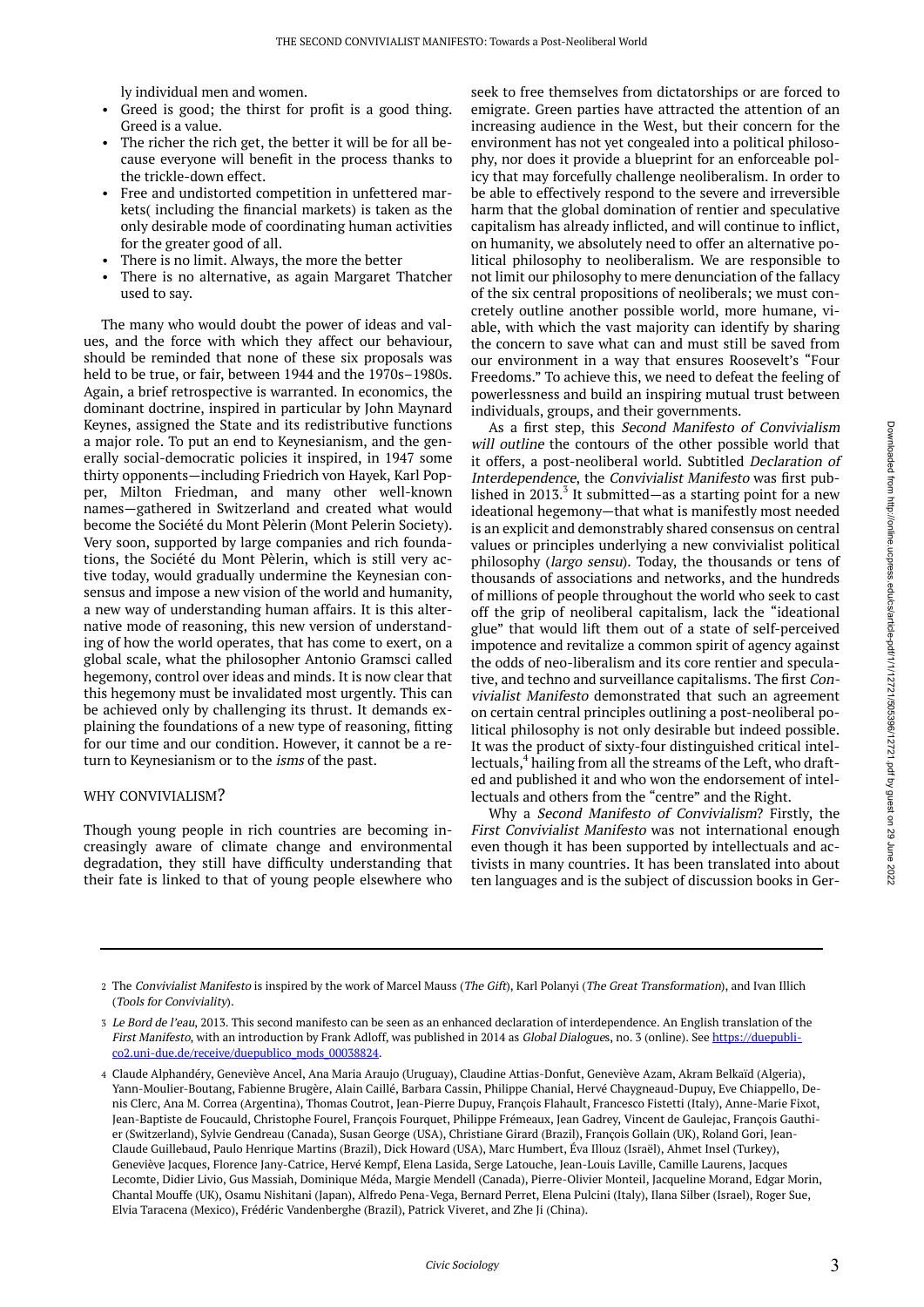ly individual men and women.

- Greed is good; the thirst for profit is a good thing. Greed is a value.
- The richer the rich get, the better it will be for all because everyone will benefit in the process thanks to the trickle-down effect.
- Free and undistorted competition in unfettered markets( including the financial markets) is taken as the only desirable mode of coordinating human activities for the greater good of all.
- There is no limit. Always, the more the better
- There is no alternative, as again Margaret Thatcher used to say.

The many who would doubt the power of ideas and values, and the force with which they affect our behaviour, should be reminded that none of these six proposals was held to be true, or fair, between 1944 and the 1970s–1980s. Again, a brief retrospective is warranted. In economics, the dominant doctrine, inspired in particular by John Maynard Keynes, assigned the State and its redistributive functions a major role. To put an end to Keynesianism, and the generally social-democratic policies it inspired, in 1947 some thirty opponents—including Friedrich von Hayek, Karl Popper, Milton Friedman, and many other well-known names—gathered in Switzerland and created what would become the Société du Mont Pèlerin (Mont Pelerin Society). Very soon, supported by large companies and rich foundations, the Société du Mont Pèlerin, which is still very active today, would gradually undermine the Keynesian consensus and impose a new vision of the world and humanity, a new way of understanding human affairs. It is this alternative mode of reasoning, this new version of understanding of how the world operates, that has come to exert, on a global scale, what the philosopher Antonio Gramsci called hegemony, control over ideas and minds. It is now clear that this hegemony must be invalidated most urgently. This can be achieved only by challenging its thrust. It demands explaining the foundations of a new type of reasoning, fitting for our time and our condition. However, it cannot be a return to Keynesianism or to the *isms* of the past.

## WHY CONVIVIALISM?

Though young people in rich countries are becoming increasingly aware of climate change and environmental degradation, they still have difficulty understanding that their fate is linked to that of young people elsewhere who seek to free themselves from dictatorships or are forced to emigrate. Green parties have attracted the attention of an increasing audience in the West, but their concern for the environment has not yet congealed into a political philosophy, nor does it provide a blueprint for an enforceable policy that may forcefully challenge neoliberalism. In order to be able to effectively respond to the severe and irreversible harm that the global domination of rentier and speculative capitalism has already inflicted, and will continue to inflict, on humanity, we absolutely need to offer an alternative political philosophy to neoliberalism. We are responsible to not limit our philosophy to mere denunciation of the fallacy of the six central propositions of neoliberals; we must concretely outline another possible world, more humane, viable, with which the vast majority can identify by sharing the concern to save what can and must still be saved from our environment in a way that ensures Roosevelt's "Four Freedoms." To achieve this, we need to defeat the feeling of powerlessness and build an inspiring mutual trust between individuals, groups, and their governments.

As a first step, this *Second Manifesto of Convivialism will outline* the contours of the other possible world that it offers, a post-neoliberal world. Subtitled *Declaration of Interdependence*, the *Convivialist Manifesto* was first published in 2013.[3] It submitted—as a starting point for a new ideational hegemony—that what is manifestly most needed is an explicit and demonstrably shared consensus on central values or principles underlying a new convivialist political philosophy (*largo sensu*). Today, the thousands or tens of thousands of associations and networks, and the hundreds of millions of people throughout the world who seek to cast off the grip of neoliberal capitalism, lack the "ideational glue" that would lift them out of a state of self-perceived impotence and revitalize a common spirit of agency against the odds of neo-liberalism and its core rentier and speculative, and techno and surveillance capitalisms. The first *Convivialist Manifesto* demonstrated that such an agreement on certain central principles outlining a post-neoliberal political philosophy is not only desirable but indeed possible. It was the product of sixty-four distinguished critical intellectuals,[4] hailing from all the streams of the Left, who drafted and published it and who won the endorsement of intellectuals and others from the "centre" and the Right.

Why a *Second Manifesto of Convivialism*? Firstly, the *First Convivialist Manifesto* was not international enough even though it has been supported by intellectuals and activists in many countries. It has been translated into about ten languages and is the subject of discussion books in Ger-

---

2 The *Convivialist Manifesto* is inspired by the work of Marcel Mauss (*The Gift*), Karl Polanyi (*The Great Transformation*), and Ivan Illich (*Tools for Conviviality*).

3 *Le Bord de l'eau*, 2013. This second manifesto can be seen as an enhanced declaration of interdependence. An English translation of the *First Manifesto*, with an introduction by Frank Adloff, was published in 2014 as *Global Dialogues*, no. 3 (online). See https://duepublico2.uni-due.de/receive/duepublico_mods_00038824.

4 Claude Alphandéry, Geneviève Ancel, Ana Maria Araujo (Uruguay), Claudine Attias-Donfut, Geneviève Azam, Akram Belkaïd (Algeria), Yann-Moulier-Boutang, Fabienne Brugère, Alain Caillé, Barbara Cassin, Philippe Chanial, Hervé Chaygneaud-Dupuy, Eve Chiappello, Denis Clerc, Ana M. Correa (Argentina), Thomas Coutrot, Jean-Pierre Dupuy, François Flahault, Francesco Fistetti (Italy), Anne-Marie Fixot, Jean-Baptiste de Foucauld, Christophe Fourel, François Fourquet, Philippe Frémeaux, Jean Gadrey, Vincent de Gaulejac, François Gauthier (Switzerland), Sylvie Gendreau (Canada), Susan George (USA), Christiane Girard (Brazil), François Gollain (UK), Roland Gori, Jean-Claude Guillebaud, Paulo Henrique Martins (Brazil), Dick Howard (USA), Marc Humbert, Éva Illouz (Israël), Ahmet Insel (Turkey), Geneviève Jacques, Florence Jany-Catrice, Hervé Kempf, Elena Lasida, Serge Latouche, Jean-Louis Laville, Camille Laurens, Jacques Lecomte, Didier Livio, Gus Massiah, Dominique Méda, Margie Mendell (Canada), Pierre-Olivier Monteil, Jacqueline Morand, Edgar Morin, Chantal Mouffe (UK), Osamu Nishitani (Japan), Alfredo Pena-Vega, Bernard Perret, Elena Pulcini (Italy), Ilana Silber (Israel), Roger Sue, Elvia Taracena (Mexico), Frédéric Vandenberghe (Brazil), Patrick Viveret, and Zhe Ji (China).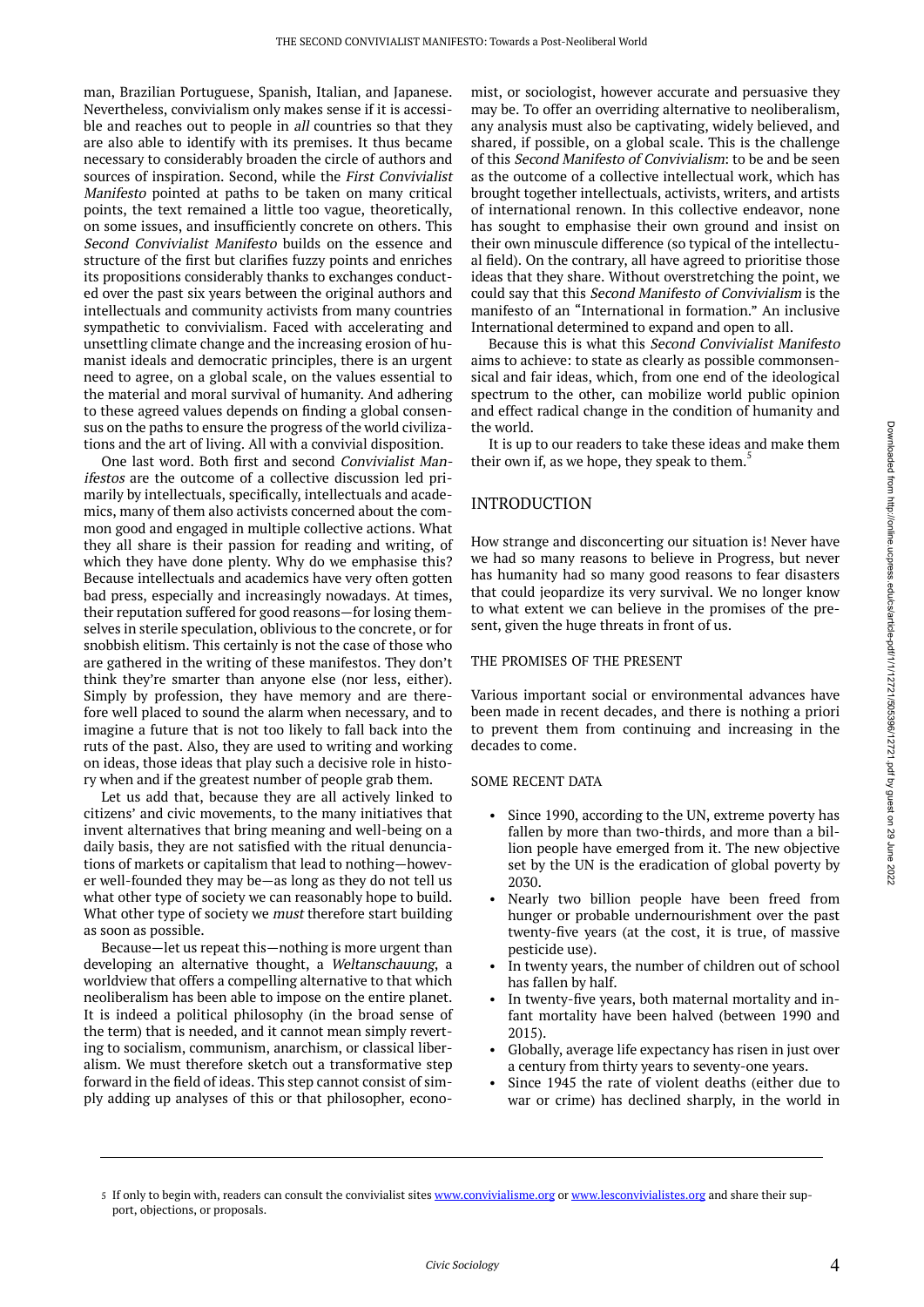man, Brazilian Portuguese, Spanish, Italian, and Japanese. Nevertheless, convivialism only makes sense if it is accessible and reaches out to people in *all* countries so that they are also able to identify with its premises. It thus became necessary to considerably broaden the circle of authors and sources of inspiration. Second, while the *First Convivialist Manifesto* pointed at paths to be taken on many critical points, the text remained a little too vague, theoretically, on some issues, and insufficiently concrete on others. This *Second Convivialist Manifesto* builds on the essence and structure of the first but clarifies fuzzy points and enriches its propositions considerably thanks to exchanges conducted over the past six years between the original authors and intellectuals and community activists from many countries sympathetic to convivialism. Faced with accelerating and unsettling climate change and the increasing erosion of humanist ideals and democratic principles, there is an urgent need to agree, on a global scale, on the values essential to the material and moral survival of humanity. And adhering to these agreed values depends on finding a global consensus on the paths to ensure the progress of the world civilizations and the art of living. All with a convivial disposition.

One last word. Both first and second *Convivialist Manifestos* are the outcome of a collective discussion led primarily by intellectuals, specifically, intellectuals and academics, many of them also activists concerned about the common good and engaged in multiple collective actions. What they all share is their passion for reading and writing, of which they have done plenty. Why do we emphasise this? Because intellectuals and academics have very often gotten bad press, especially and increasingly nowadays. At times, their reputation suffered for good reasons—for losing themselves in sterile speculation, oblivious to the concrete, or for snobbish elitism. This certainly is not the case of those who are gathered in the writing of these manifestos. They don't think they're smarter than anyone else (nor less, either). Simply by profession, they have memory and are therefore well placed to sound the alarm when necessary, and to imagine a future that is not too likely to fall back into the ruts of the past. Also, they are used to writing and working on ideas, those ideas that play such a decisive role in history when and if the greatest number of people grab them.

Let us add that, because they are all actively linked to citizens' and civic movements, to the many initiatives that invent alternatives that bring meaning and well-being on a daily basis, they are not satisfied with the ritual denunciations of markets or capitalism that lead to nothing—however well-founded they may be—as long as they do not tell us what other type of society we can reasonably hope to build. What other type of society we *must* therefore start building as soon as possible.

Because—let us repeat this—nothing is more urgent than developing an alternative thought, a *Weltanschauung*, a worldview that offers a compelling alternative to that which neoliberalism has been able to impose on the entire planet. It is indeed a political philosophy (in the broad sense of the term) that is needed, and it cannot mean simply reverting to socialism, communism, anarchism, or classical liberalism. We must therefore sketch out a transformative step forward in the field of ideas. This step cannot consist of simply adding up analyses of this or that philosopher, economist, or sociologist, however accurate and persuasive they may be. To offer an overriding alternative to neoliberalism, any analysis must also be captivating, widely believed, and shared, if possible, on a global scale. This is the challenge of this *Second Manifesto of Convivialism*: to be and be seen as the outcome of a collective intellectual work, which has brought together intellectuals, activists, writers, and artists of international renown. In this collective endeavor, none has sought to emphasise their own ground and insist on their own minuscule difference (so typical of the intellectual field). On the contrary, all have agreed to prioritise those ideas that they share. Without overstretching the point, we could say that this *Second Manifesto of Convivialism* is the manifesto of an "International in formation." An inclusive International determined to expand and open to all.

Because this is what this *Second Convivialist Manifesto* aims to achieve: to state as clearly as possible commonsensical and fair ideas, which, from one end of the ideological spectrum to the other, can mobilize world public opinion and effect radical change in the condition of humanity and the world.

It is up to our readers to take these ideas and make them their own if, as we hope, they speak to them.[5]

## INTRODUCTION

How strange and disconcerting our situation is! Never have we had so many reasons to believe in Progress, but never has humanity had so many good reasons to fear disasters that could jeopardize its very survival. We no longer know to what extent we can believe in the promises of the present, given the huge threats in front of us.

### THE PROMISES OF THE PRESENT

Various important social or environmental advances have been made in recent decades, and there is nothing a priori to prevent them from continuing and increasing in the decades to come.

#### SOME RECENT DATA

- Since 1990, according to the UN, extreme poverty has fallen by more than two-thirds, and more than a billion people have emerged from it. The new objective set by the UN is the eradication of global poverty by 2030.
- Nearly two billion people have been freed from hunger or probable undernourishment over the past twenty-five years (at the cost, it is true, of massive pesticide use).
- In twenty years, the number of children out of school has fallen by half.
- In twenty-five years, both maternal mortality and infant mortality have been halved (between 1990 and 2015).
- Globally, average life expectancy has risen in just over a century from thirty years to seventy-one years.
- Since 1945 the rate of violent deaths (either due to war or crime) has declined sharply, in the world in

5 If only to begin with, readers can consult the convivialist sites www.convivialisme.org or www.lesconvivialistes.org and share their support, objections, or proposals.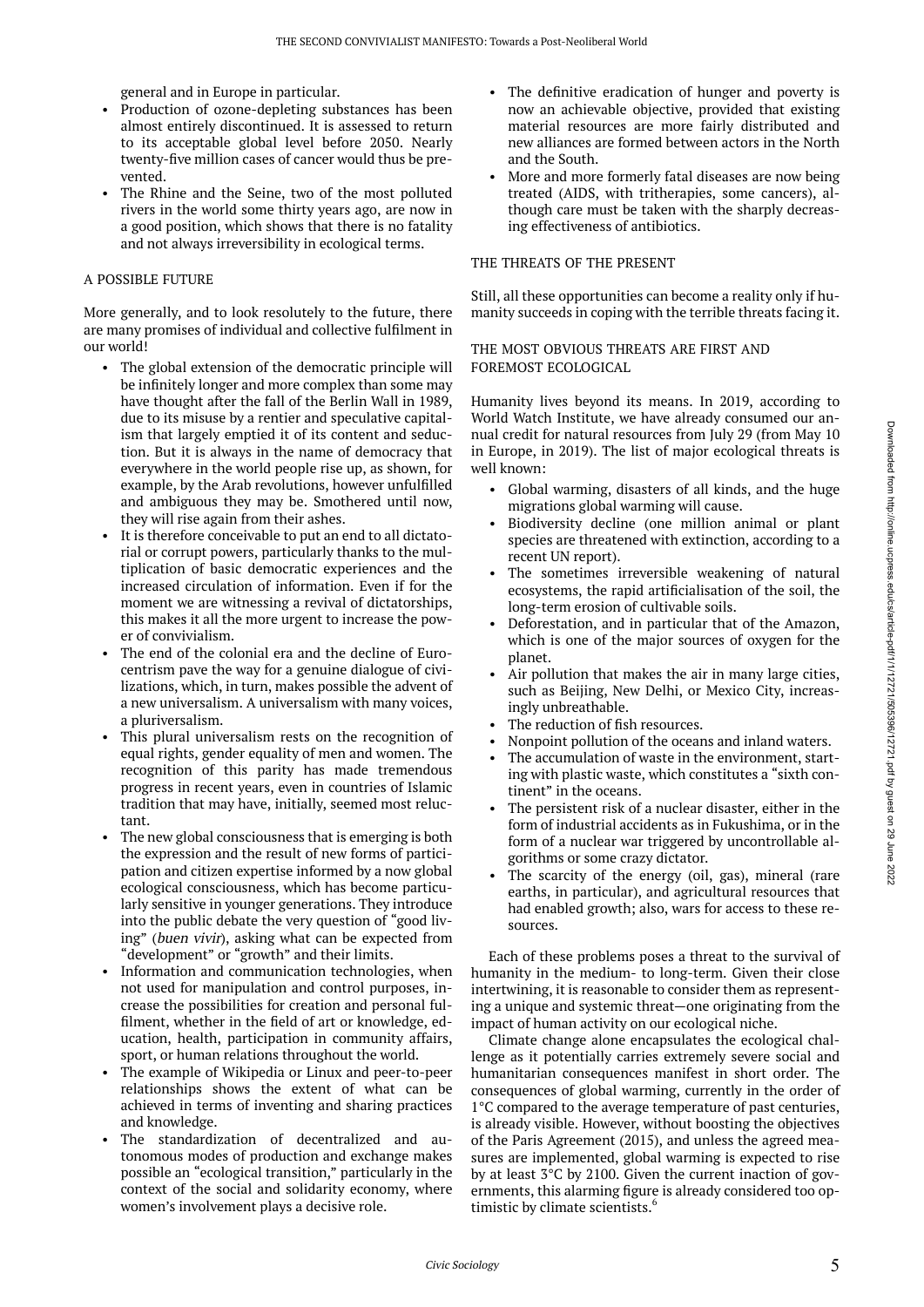general and in Europe in particular.

- Production of ozone-depleting substances has been almost entirely discontinued. It is assessed to return to its acceptable global level before 2050. Nearly twenty-five million cases of cancer would thus be prevented.
- The Rhine and the Seine, two of the most polluted rivers in the world some thirty years ago, are now in a good position, which shows that there is no fatality and not always irreversibility in ecological terms.

A POSSIBLE FUTURE

More generally, and to look resolutely to the future, there are many promises of individual and collective fulfilment in our world!

- The global extension of the democratic principle will be infinitely longer and more complex than some may have thought after the fall of the Berlin Wall in 1989, due to its misuse by a rentier and speculative capitalism that largely emptied it of its content and seduction. But it is always in the name of democracy that everywhere in the world people rise up, as shown, for example, by the Arab revolutions, however unfulfilled and ambiguous they may be. Smothered until now, they will rise again from their ashes.
- It is therefore conceivable to put an end to all dictatorial or corrupt powers, particularly thanks to the multiplication of basic democratic experiences and the increased circulation of information. Even if for the moment we are witnessing a revival of dictatorships, this makes it all the more urgent to increase the power of convivialism.
- The end of the colonial era and the decline of Eurocentrism pave the way for a genuine dialogue of civilizations, which, in turn, makes possible the advent of a new universalism. A universalism with many voices, a pluriversalism.
- This plural universalism rests on the recognition of equal rights, gender equality of men and women. The recognition of this parity has made tremendous progress in recent years, even in countries of Islamic tradition that may have, initially, seemed most reluctant.
- The new global consciousness that is emerging is both the expression and the result of new forms of participation and citizen expertise informed by a now global ecological consciousness, which has become particularly sensitive in younger generations. They introduce into the public debate the very question of "good living" (*buen vivir*), asking what can be expected from "development" or "growth" and their limits.
- Information and communication technologies, when not used for manipulation and control purposes, increase the possibilities for creation and personal fulfilment, whether in the field of art or knowledge, education, health, participation in community affairs, sport, or human relations throughout the world.
- The example of Wikipedia or Linux and peer-to-peer relationships shows the extent of what can be achieved in terms of inventing and sharing practices and knowledge.
- The standardization of decentralized and autonomous modes of production and exchange makes possible an "ecological transition," particularly in the context of the social and solidarity economy, where women's involvement plays a decisive role.
- The definitive eradication of hunger and poverty is now an achievable objective, provided that existing material resources are more fairly distributed and new alliances are formed between actors in the North and the South.
- More and more formerly fatal diseases are now being treated (AIDS, with tritherapies, some cancers), although care must be taken with the sharply decreasing effectiveness of antibiotics.

THE THREATS OF THE PRESENT

Still, all these opportunities can become a reality only if humanity succeeds in coping with the terrible threats facing it.

THE MOST OBVIOUS THREATS ARE FIRST AND FOREMOST ECOLOGICAL

Humanity lives beyond its means. In 2019, according to World Watch Institute, we have already consumed our annual credit for natural resources from July 29 (from May 10 in Europe, in 2019). The list of major ecological threats is well known:

- Global warming, disasters of all kinds, and the huge migrations global warming will cause.
- Biodiversity decline (one million animal or plant species are threatened with extinction, according to a recent UN report).
- The sometimes irreversible weakening of natural ecosystems, the rapid artificialisation of the soil, the long-term erosion of cultivable soils.
- Deforestation, and in particular that of the Amazon, which is one of the major sources of oxygen for the planet.
- Air pollution that makes the air in many large cities, such as Beijing, New Delhi, or Mexico City, increasingly unbreathable.
- The reduction of fish resources.
- Nonpoint pollution of the oceans and inland waters.
- The accumulation of waste in the environment, starting with plastic waste, which constitutes a "sixth continent" in the oceans.
- The persistent risk of a nuclear disaster, either in the form of industrial accidents as in Fukushima, or in the form of a nuclear war triggered by uncontrollable algorithms or some crazy dictator.
- The scarcity of the energy (oil, gas), mineral (rare earths, in particular), and agricultural resources that had enabled growth; also, wars for access to these resources.

Each of these problems poses a threat to the survival of humanity in the medium- to long-term. Given their close intertwining, it is reasonable to consider them as representing a unique and systemic threat—one originating from the impact of human activity on our ecological niche.

Climate change alone encapsulates the ecological challenge as it potentially carries extremely severe social and humanitarian consequences manifest in short order. The consequences of global warming, currently in the order of 1°C compared to the average temperature of past centuries, is already visible. However, without boosting the objectives of the Paris Agreement (2015), and unless the agreed measures are implemented, global warming is expected to rise by at least 3°C by 2100. Given the current inaction of governments, this alarming figure is already considered too optimistic by climate scientists.[6]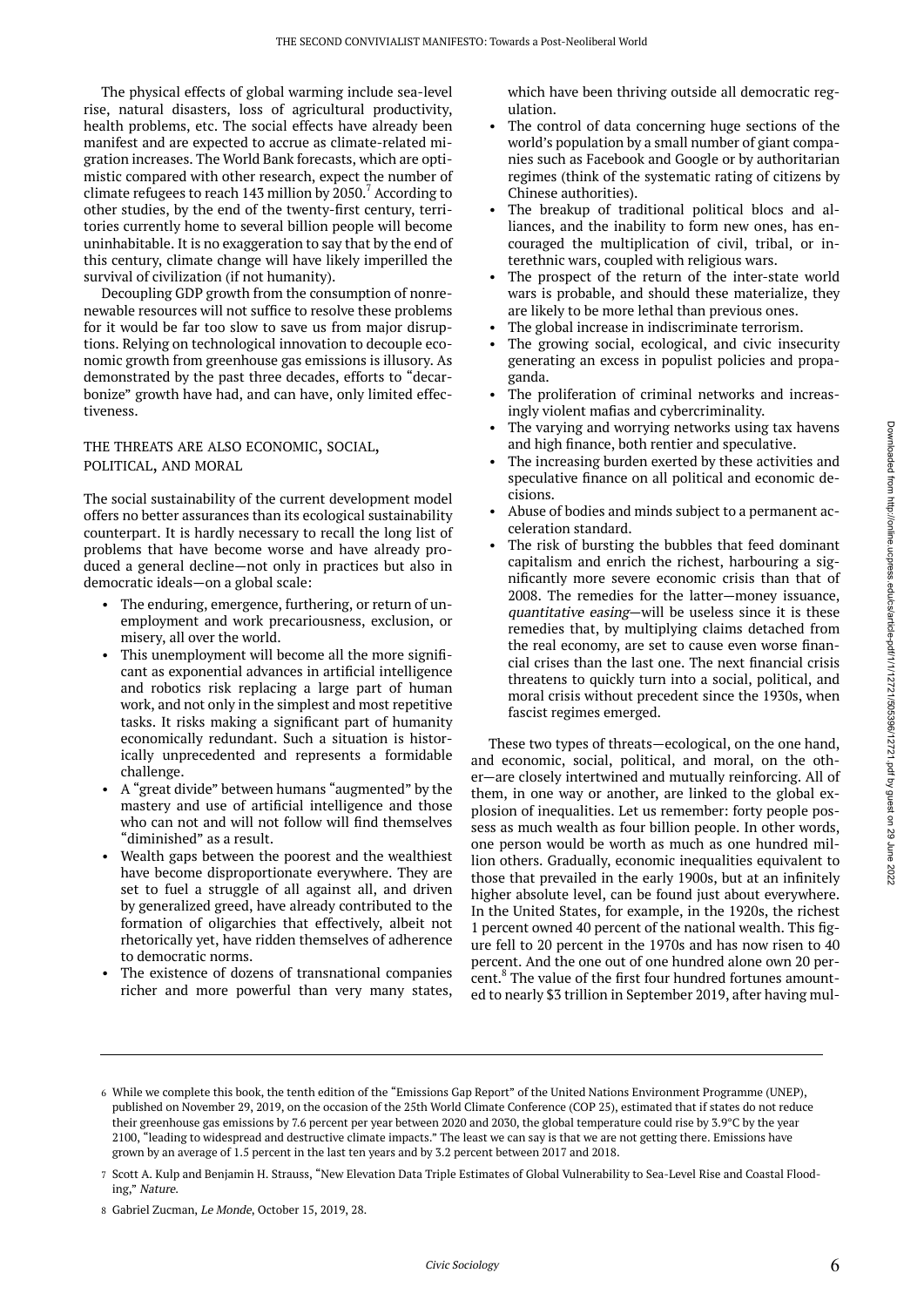The physical effects of global warming include sea-level rise, natural disasters, loss of agricultural productivity, health problems, etc. The social effects have already been manifest and are expected to accrue as climate-related migration increases. The World Bank forecasts, which are optimistic compared with other research, expect the number of climate refugees to reach 143 million by 2050.[7] According to other studies, by the end of the twenty-first century, territories currently home to several billion people will become uninhabitable. It is no exaggeration to say that by the end of this century, climate change will have likely imperilled the survival of civilization (if not humanity).

Decoupling GDP growth from the consumption of nonrenewable resources will not suffice to resolve these problems for it would be far too slow to save us from major disruptions. Relying on technological innovation to decouple economic growth from greenhouse gas emissions is illusory. As demonstrated by the past three decades, efforts to "decarbonize" growth have had, and can have, only limited effectiveness.

## THE THREATS ARE ALSO ECONOMIC, SOCIAL, POLITICAL, AND MORAL

The social sustainability of the current development model offers no better assurances than its ecological sustainability counterpart. It is hardly necessary to recall the long list of problems that have become worse and have already produced a general decline—not only in practices but also in democratic ideals—on a global scale:

- The enduring, emergence, furthering, or return of unemployment and work precariousness, exclusion, or misery, all over the world.
- This unemployment will become all the more significant as exponential advances in artificial intelligence and robotics risk replacing a large part of human work, and not only in the simplest and most repetitive tasks. It risks making a significant part of humanity economically redundant. Such a situation is historically unprecedented and represents a formidable challenge.
- A "great divide" between humans "augmented" by the mastery and use of artificial intelligence and those who can not and will not follow will find themselves "diminished" as a result.
- Wealth gaps between the poorest and the wealthiest have become disproportionate everywhere. They are set to fuel a struggle of all against all, and driven by generalized greed, have already contributed to the formation of oligarchies that effectively, albeit not rhetorically yet, have ridden themselves of adherence to democratic norms.
- The existence of dozens of transnational companies richer and more powerful than very many states, which have been thriving outside all democratic regulation.
- The control of data concerning huge sections of the world's population by a small number of giant companies such as Facebook and Google or by authoritarian regimes (think of the systematic rating of citizens by Chinese authorities).
- The breakup of traditional political blocs and alliances, and the inability to form new ones, has encouraged the multiplication of civil, tribal, or interethnic wars, coupled with religious wars.
- The prospect of the return of the inter-state world wars is probable, and should these materialize, they are likely to be more lethal than previous ones.
- The global increase in indiscriminate terrorism.
- The growing social, ecological, and civic insecurity generating an excess in populist policies and propaganda.
- The proliferation of criminal networks and increasingly violent mafias and cybercriminality.
- The varying and worrying networks using tax havens and high finance, both rentier and speculative.
- The increasing burden exerted by these activities and speculative finance on all political and economic decisions.
- Abuse of bodies and minds subject to a permanent acceleration standard.
- The risk of bursting the bubbles that feed dominant capitalism and enrich the richest, harbouring a significantly more severe economic crisis than that of 2008. The remedies for the latter—money issuance, *quantitative easing*—will be useless since it is these remedies that, by multiplying claims detached from the real economy, are set to cause even worse financial crises than the last one. The next financial crisis threatens to quickly turn into a social, political, and moral crisis without precedent since the 1930s, when fascist regimes emerged.

These two types of threats—ecological, on the one hand, and economic, social, political, and moral, on the other—are closely intertwined and mutually reinforcing. All of them, in one way or another, are linked to the global explosion of inequalities. Let us remember: forty people possess as much wealth as four billion people. In other words, one person would be worth as much as one hundred million others. Gradually, economic inequalities equivalent to those that prevailed in the early 1900s, but at an infinitely higher absolute level, can be found just about everywhere. In the United States, for example, in the 1920s, the richest 1 percent owned 40 percent of the national wealth. This figure fell to 20 percent in the 1970s and has now risen to 40 percent. And the one out of one hundred alone own 20 percent.[8] The value of the first four hundred fortunes amounted to nearly $3 trillion in September 2019, after having mul-

---

6 While we complete this book, the tenth edition of the "Emissions Gap Report" of the United Nations Environment Programme (UNEP), published on November 29, 2019, on the occasion of the 25th World Climate Conference (COP 25), estimated that if states do not reduce their greenhouse gas emissions by 7.6 percent per year between 2020 and 2030, the global temperature could rise by 3.9°C by the year 2100, "leading to widespread and destructive climate impacts." The least we can say is that we are not getting there. Emissions have grown by an average of 1.5 percent in the last ten years and by 3.2 percent between 2017 and 2018.

7 Scott A. Kulp and Benjamin H. Strauss, "New Elevation Data Triple Estimates of Global Vulnerability to Sea-Level Rise and Coastal Flooding," *Nature*.

8 Gabriel Zucman, *Le Monde*, October 15, 2019, 28.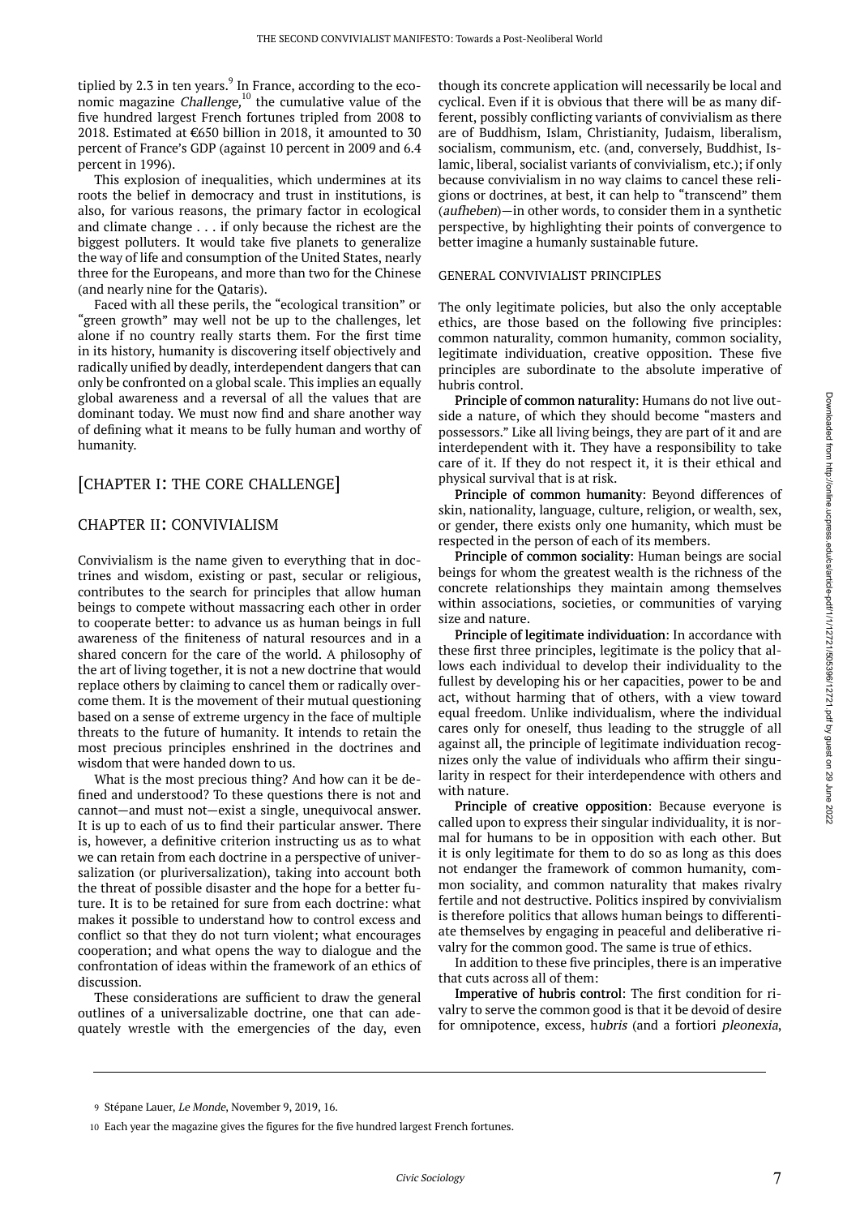tiplied by 2.3 in ten years.[9] In France, according to the economic magazine *Challenge*,[10] the cumulative value of the five hundred largest French fortunes tripled from 2008 to 2018. Estimated at €650 billion in 2018, it amounted to 30 percent of France's GDP (against 10 percent in 2009 and 6.4 percent in 1996).

This explosion of inequalities, which undermines at its roots the belief in democracy and trust in institutions, is also, for various reasons, the primary factor in ecological and climate change . . . if only because the richest are the biggest polluters. It would take five planets to generalize the way of life and consumption of the United States, nearly three for the Europeans, and more than two for the Chinese (and nearly nine for the Qataris).

Faced with all these perils, the "ecological transition" or "green growth" may well not be up to the challenges, let alone if no country really starts them. For the first time in its history, humanity is discovering itself objectively and radically unified by deadly, interdependent dangers that can only be confronted on a global scale. This implies an equally global awareness and a reversal of all the values that are dominant today. We must now find and share another way of defining what it means to be fully human and worthy of humanity.

## [CHAPTER I: THE CORE CHALLENGE]

## CHAPTER II: CONVIVIALISM

Convivialism is the name given to everything that in doctrines and wisdom, existing or past, secular or religious, contributes to the search for principles that allow human beings to compete without massacring each other in order to cooperate better: to advance us as human beings in full awareness of the finiteness of natural resources and in a shared concern for the care of the world. A philosophy of the art of living together, it is not a new doctrine that would replace others by claiming to cancel them or radically overcome them. It is the movement of their mutual questioning based on a sense of extreme urgency in the face of multiple threats to the future of humanity. It intends to retain the most precious principles enshrined in the doctrines and wisdom that were handed down to us.

What is the most precious thing? And how can it be defined and understood? To these questions there is not and cannot—and must not—exist a single, unequivocal answer. It is up to each of us to find their particular answer. There is, however, a definitive criterion instructing us as to what we can retain from each doctrine in a perspective of universalization (or pluriversalization), taking into account both the threat of possible disaster and the hope for a better future. It is to be retained for sure from each doctrine: what makes it possible to understand how to control excess and conflict so that they do not turn violent; what encourages cooperation; and what opens the way to dialogue and the confrontation of ideas within the framework of an ethics of discussion.

These considerations are sufficient to draw the general outlines of a universalizable doctrine, one that can adequately wrestle with the emergencies of the day, even though its concrete application will necessarily be local and cyclical. Even if it is obvious that there will be as many different, possibly conflicting variants of convivialism as there are of Buddhism, Islam, Christianity, Judaism, liberalism, socialism, communism, etc. (and, conversely, Buddhist, Islamic, liberal, socialist variants of convivialism, etc.); if only because convivialism in no way claims to cancel these religions or doctrines, at best, it can help to "transcend" them (*aufheben*)—in other words, to consider them in a synthetic perspective, by highlighting their points of convergence to better imagine a humanly sustainable future.

### GENERAL CONVIVIALIST PRINCIPLES

The only legitimate policies, but also the only acceptable ethics, are those based on the following five principles: common naturality, common humanity, common sociality, legitimate individuation, creative opposition. These five principles are subordinate to the absolute imperative of hubris control.

**Principle of common naturality**: Humans do not live outside a nature, of which they should become "masters and possessors." Like all living beings, they are part of it and are interdependent with it. They have a responsibility to take care of it. If they do not respect it, it is their ethical and physical survival that is at risk.

**Principle of common humanity**: Beyond differences of skin, nationality, language, culture, religion, or wealth, sex, or gender, there exists only one humanity, which must be respected in the person of each of its members.

**Principle of common sociality**: Human beings are social beings for whom the greatest wealth is the richness of the concrete relationships they maintain among themselves within associations, societies, or communities of varying size and nature.

**Principle of legitimate individuation**: In accordance with these first three principles, legitimate is the policy that allows each individual to develop their individuality to the fullest by developing his or her capacities, power to be and act, without harming that of others, with a view toward equal freedom. Unlike individualism, where the individual cares only for oneself, thus leading to the struggle of all against all, the principle of legitimate individuation recognizes only the value of individuals who affirm their singularity in respect for their interdependence with others and with nature.

**Principle of creative opposition**: Because everyone is called upon to express their singular individuality, it is normal for humans to be in opposition with each other. But it is only legitimate for them to do so as long as this does not endanger the framework of common humanity, common sociality, and common naturality that makes rivalry fertile and not destructive. Politics inspired by convivialism is therefore politics that allows human beings to differentiate themselves by engaging in peaceful and deliberative rivalry for the common good. The same is true of ethics.

In addition to these five principles, there is an imperative that cuts across all of them:

**Imperative of hubris control**: The first condition for rivalry to serve the common good is that it be devoid of desire for omnipotence, excess, h*ubris* (and a fortiori *pleonexia*,

---

9 Stépane Lauer, *Le Monde*, November 9, 2019, 16.

10 Each year the magazine gives the figures for the five hundred largest French fortunes.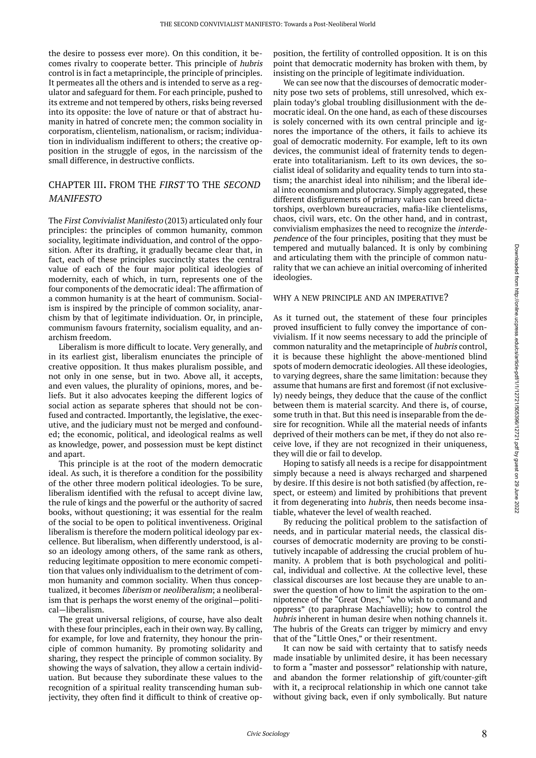the desire to possess ever more). On this condition, it becomes rivalry to cooperate better. This principle of *hubris* control is in fact a metaprinciple, the principle of principles. It permeates all the others and is intended to serve as a regulator and safeguard for them. For each principle, pushed to its extreme and not tempered by others, risks being reversed into its opposite: the love of nature or that of abstract humanity in hatred of concrete men; the common sociality in corporatism, clientelism, nationalism, or racism; individuation in individualism indifferent to others; the creative opposition in the struggle of egos, in the narcissism of the small difference, in destructive conflicts.

## CHAPTER III. FROM THE *FIRST* TO THE *SECOND MANIFESTO*

The *First Convivialist Manifesto* (2013) articulated only four principles: the principles of common humanity, common sociality, legitimate individuation, and control of the opposition. After its drafting, it gradually became clear that, in fact, each of these principles succinctly states the central value of each of the four major political ideologies of modernity, each of which, in turn, represents one of the four components of the democratic ideal: The affirmation of a common humanity is at the heart of communism. Socialism is inspired by the principle of common sociality, anarchism by that of legitimate individuation. Or, in principle, communism favours fraternity, socialism equality, and anarchism freedom.

Liberalism is more difficult to locate. Very generally, and in its earliest gist, liberalism enunciates the principle of creative opposition. It thus makes pluralism possible, and not only in one sense, but in two. Above all, it accepts, and even values, the plurality of opinions, mores, and beliefs. But it also advocates keeping the different logics of social action as separate spheres that should not be confused and contracted. Importantly, the legislative, the executive, and the judiciary must not be merged and confounded; the economic, political, and ideological realms as well as knowledge, power, and possession must be kept distinct and apart.

This principle is at the root of the modern democratic ideal. As such, it is therefore a condition for the possibility of the other three modern political ideologies. To be sure, liberalism identified with the refusal to accept divine law, the rule of kings and the powerful or the authority of sacred books, without questioning; it was essential for the realm of the social to be open to political inventiveness. Original liberalism is therefore the modern political ideology par excellence. But liberalism, when differently understood, is also an ideology among others, of the same rank as others, reducing legitimate opposition to mere economic competition that values only individualism to the detriment of common humanity and common sociality. When thus conceptualized, it becomes *liberism* or *neoliberalism*; a neoliberalism that is perhaps the worst enemy of the original—political—liberalism.

The great universal religions, of course, have also dealt with these four principles, each in their own way. By calling, for example, for love and fraternity, they honour the principle of common humanity. By promoting solidarity and sharing, they respect the principle of common sociality. By showing the ways of salvation, they allow a certain individuation. But because they subordinate these values to the recognition of a spiritual reality transcending human subjectivity, they often find it difficult to think of creative opposition, the fertility of controlled opposition. It is on this point that democratic modernity has broken with them, by insisting on the principle of legitimate individuation.

We can see now that the discourses of democratic modernity pose two sets of problems, still unresolved, which explain today's global troubling disillusionment with the democratic ideal. On the one hand, as each of these discourses is solely concerned with its own central principle and ignores the importance of the others, it fails to achieve its goal of democratic modernity. For example, left to its own devices, the communist ideal of fraternity tends to degenerate into totalitarianism. Left to its own devices, the socialist ideal of solidarity and equality tends to turn into statism; the anarchist ideal into nihilism; and the liberal ideal into economism and plutocracy. Simply aggregated, these different disfigurements of primary values can breed dictatorships, overblown bureaucracies, mafia-like clientelisms, chaos, civil wars, etc. On the other hand, and in contrast, convivialism emphasizes the need to recognize the *interdependence* of the four principles, positing that they must be tempered and mutually balanced. It is only by combining and articulating them with the principle of common naturality that we can achieve an initial overcoming of inherited ideologies.

### WHY A NEW PRINCIPLE AND AN IMPERATIVE?

As it turned out, the statement of these four principles proved insufficient to fully convey the importance of convivialism. If it now seems necessary to add the principle of common naturality and the metaprinciple of *hubris* control, it is because these highlight the above-mentioned blind spots of modern democratic ideologies. All these ideologies, to varying degrees, share the same limitation: because they assume that humans are first and foremost (if not exclusively) needy beings, they deduce that the cause of the conflict between them is material scarcity. And there is, of course, some truth in that. But this need is inseparable from the desire for recognition. While all the material needs of infants deprived of their mothers can be met, if they do not also receive love, if they are not recognized in their uniqueness, they will die or fail to develop.

Hoping to satisfy all needs is a recipe for disappointment simply because a need is always recharged and sharpened by desire. If this desire is not both satisfied (by affection, respect, or esteem) and limited by prohibitions that prevent it from degenerating into *hubris*, then needs become insatiable, whatever the level of wealth reached.

By reducing the political problem to the satisfaction of needs, and in particular material needs, the classical discourses of democratic modernity are proving to be constitutively incapable of addressing the crucial problem of humanity. A problem that is both psychological and political, individual and collective. At the collective level, these classical discourses are lost because they are unable to answer the question of how to limit the aspiration to the omnipotence of the "Great Ones," "who wish to command and oppress" (to paraphrase Machiavelli); how to control the *hubris* inherent in human desire when nothing channels it. The hubris of the Greats can trigger by mimicry and envy that of the "Little Ones," or their resentment.

It can now be said with certainty that to satisfy needs made insatiable by unlimited desire, it has been necessary to form a "master and possessor" relationship with nature, and abandon the former relationship of gift/counter-gift with it, a reciprocal relationship in which one cannot take without giving back, even if only symbolically. But nature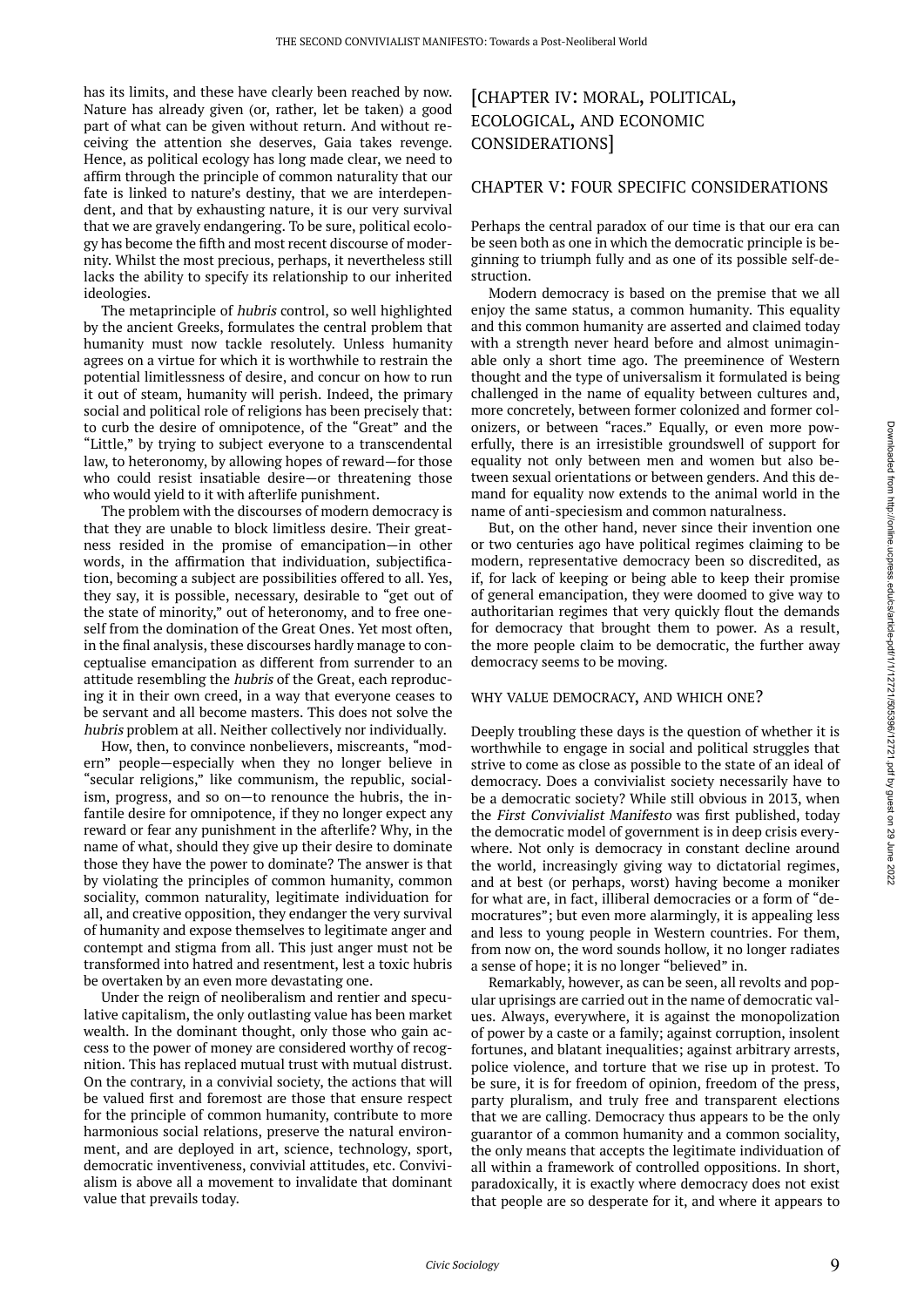has its limits, and these have clearly been reached by now. Nature has already given (or, rather, let be taken) a good part of what can be given without return. And without receiving the attention she deserves, Gaia takes revenge. Hence, as political ecology has long made clear, we need to affirm through the principle of common naturality that our fate is linked to nature's destiny, that we are interdependent, and that by exhausting nature, it is our very survival that we are gravely endangering. To be sure, political ecology has become the fifth and most recent discourse of modernity. Whilst the most precious, perhaps, it nevertheless still lacks the ability to specify its relationship to our inherited ideologies.

The metaprinciple of *hubris* control, so well highlighted by the ancient Greeks, formulates the central problem that humanity must now tackle resolutely. Unless humanity agrees on a virtue for which it is worthwhile to restrain the potential limitlessness of desire, and concur on how to run it out of steam, humanity will perish. Indeed, the primary social and political role of religions has been precisely that: to curb the desire of omnipotence, of the "Great" and the "Little," by trying to subject everyone to a transcendental law, to heteronomy, by allowing hopes of reward—for those who could resist insatiable desire—or threatening those who would yield to it with afterlife punishment.

The problem with the discourses of modern democracy is that they are unable to block limitless desire. Their greatness resided in the promise of emancipation—in other words, in the affirmation that individuation, subjectification, becoming a subject are possibilities offered to all. Yes, they say, it is possible, necessary, desirable to "get out of the state of minority," out of heteronomy, and to free oneself from the domination of the Great Ones. Yet most often, in the final analysis, these discourses hardly manage to conceptualise emancipation as different from surrender to an attitude resembling the *hubris* of the Great, each reproducing it in their own creed, in a way that everyone ceases to be servant and all become masters. This does not solve the *hubris* problem at all. Neither collectively nor individually.

How, then, to convince nonbelievers, miscreants, "modern" people—especially when they no longer believe in "secular religions," like communism, the republic, socialism, progress, and so on—to renounce the hubris, the infantile desire for omnipotence, if they no longer expect any reward or fear any punishment in the afterlife? Why, in the name of what, should they give up their desire to dominate those they have the power to dominate? The answer is that by violating the principles of common humanity, common sociality, common naturality, legitimate individuation for all, and creative opposition, they endanger the very survival of humanity and expose themselves to legitimate anger and contempt and stigma from all. This just anger must not be transformed into hatred and resentment, lest a toxic hubris be overtaken by an even more devastating one.

Under the reign of neoliberalism and rentier and speculative capitalism, the only outlasting value has been market wealth. In the dominant thought, only those who gain access to the power of money are considered worthy of recognition. This has replaced mutual trust with mutual distrust. On the contrary, in a convivial society, the actions that will be valued first and foremost are those that ensure respect for the principle of common humanity, contribute to more harmonious social relations, preserve the natural environment, and are deployed in art, science, technology, sport, democratic inventiveness, convivial attitudes, etc. Convivialism is above all a movement to invalidate that dominant value that prevails today.

## [CHAPTER IV: MORAL, POLITICAL, ECOLOGICAL, AND ECONOMIC CONSIDERATIONS]

## CHAPTER V: FOUR SPECIFIC CONSIDERATIONS

Perhaps the central paradox of our time is that our era can be seen both as one in which the democratic principle is beginning to triumph fully and as one of its possible self-destruction.

Modern democracy is based on the premise that we all enjoy the same status, a common humanity. This equality and this common humanity are asserted and claimed today with a strength never heard before and almost unimaginable only a short time ago. The preeminence of Western thought and the type of universalism it formulated is being challenged in the name of equality between cultures and, more concretely, between former colonized and former colonizers, or between "races." Equally, or even more powerfully, there is an irresistible groundswell of support for equality not only between men and women but also between sexual orientations or between genders. And this demand for equality now extends to the animal world in the name of anti-speciesism and common naturalness.

But, on the other hand, never since their invention one or two centuries ago have political regimes claiming to be modern, representative democracy been so discredited, as if, for lack of keeping or being able to keep their promise of general emancipation, they were doomed to give way to authoritarian regimes that very quickly flout the demands for democracy that brought them to power. As a result, the more people claim to be democratic, the further away democracy seems to be moving.

### WHY VALUE DEMOCRACY, AND WHICH ONE?

Deeply troubling these days is the question of whether it is worthwhile to engage in social and political struggles that strive to come as close as possible to the state of an ideal of democracy. Does a convivialist society necessarily have to be a democratic society? While still obvious in 2013, when the *First Convivialist Manifesto* was first published, today the democratic model of government is in deep crisis everywhere. Not only is democracy in constant decline around the world, increasingly giving way to dictatorial regimes, and at best (or perhaps, worst) having become a moniker for what are, in fact, illiberal democracies or a form of "democratures"; but even more alarmingly, it is appealing less and less to young people in Western countries. For them, from now on, the word sounds hollow, it no longer radiates a sense of hope; it is no longer "believed" in.

Remarkably, however, as can be seen, all revolts and popular uprisings are carried out in the name of democratic values. Always, everywhere, it is against the monopolization of power by a caste or a family; against corruption, insolent fortunes, and blatant inequalities; against arbitrary arrests, police violence, and torture that we rise up in protest. To be sure, it is for freedom of opinion, freedom of the press, party pluralism, and truly free and transparent elections that we are calling. Democracy thus appears to be the only guarantor of a common humanity and a common sociality, the only means that accepts the legitimate individuation of all within a framework of controlled oppositions. In short, paradoxically, it is exactly where democracy does not exist that people are so desperate for it, and where it appears to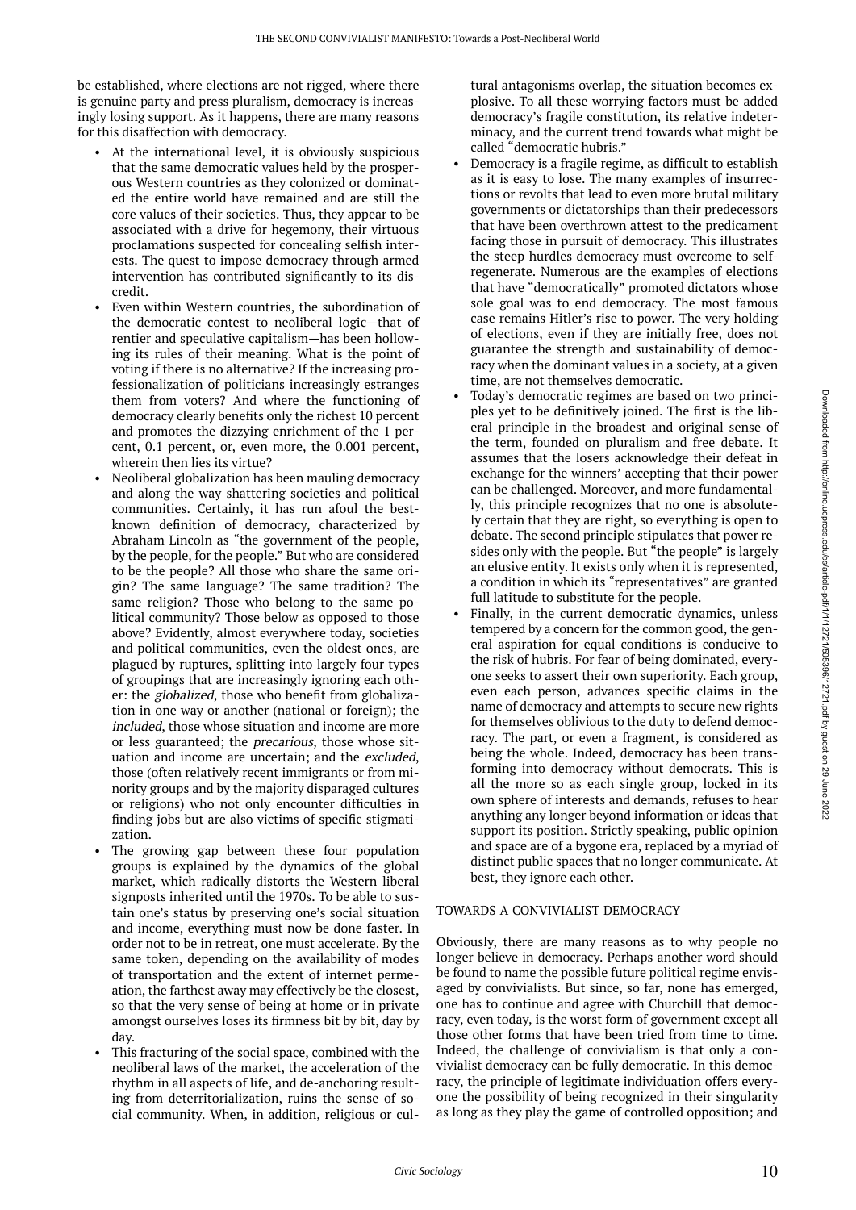be established, where elections are not rigged, where there is genuine party and press pluralism, democracy is increasingly losing support. As it happens, there are many reasons for this disaffection with democracy.

- At the international level, it is obviously suspicious that the same democratic values held by the prosperous Western countries as they colonized or dominated the entire world have remained and are still the core values of their societies. Thus, they appear to be associated with a drive for hegemony, their virtuous proclamations suspected for concealing selfish interests. The quest to impose democracy through armed intervention has contributed significantly to its discredit.
- Even within Western countries, the subordination of the democratic contest to neoliberal logic—that of rentier and speculative capitalism—has been hollowing its rules of their meaning. What is the point of voting if there is no alternative? If the increasing professionalization of politicians increasingly estranges them from voters? And where the functioning of democracy clearly benefits only the richest 10 percent and promotes the dizzying enrichment of the 1 percent, 0.1 percent, or, even more, the 0.001 percent, wherein then lies its virtue?
- Neoliberal globalization has been mauling democracy and along the way shattering societies and political communities. Certainly, it has run afoul the best-known definition of democracy, characterized by Abraham Lincoln as "the government of the people, by the people, for the people." But who are considered to be the people? All those who share the same origin? The same language? The same tradition? The same religion? Those who belong to the same political community? Those below as opposed to those above? Evidently, almost everywhere today, societies and political communities, even the oldest ones, are plagued by ruptures, splitting into largely four types of groupings that are increasingly ignoring each other: the *globalized*, those who benefit from globalization in one way or another (national or foreign); the *included*, those whose situation and income are more or less guaranteed; the *precarious*, those whose situation and income are uncertain; and the *excluded*, those (often relatively recent immigrants or from minority groups and by the majority disparaged cultures or religions) who not only encounter difficulties in finding jobs but are also victims of specific stigmatization.
- The growing gap between these four population groups is explained by the dynamics of the global market, which radically distorts the Western liberal signposts inherited until the 1970s. To be able to sustain one's status by preserving one's social situation and income, everything must now be done faster. In order not to be in retreat, one must accelerate. By the same token, depending on the availability of modes of transportation and the extent of internet permeation, the farthest away may effectively be the closest, so that the very sense of being at home or in private amongst ourselves loses its firmness bit by bit, day by day.
- This fracturing of the social space, combined with the neoliberal laws of the market, the acceleration of the rhythm in all aspects of life, and de-anchoring resulting from deterritorialization, ruins the sense of social community. When, in addition, religious or cultural antagonisms overlap, the situation becomes explosive. To all these worrying factors must be added democracy's fragile constitution, its relative indeterminacy, and the current trend towards what might be called "democratic hubris."
- Democracy is a fragile regime, as difficult to establish as it is easy to lose. The many examples of insurrections or revolts that lead to even more brutal military governments or dictatorships than their predecessors that have been overthrown attest to the predicament facing those in pursuit of democracy. This illustrates the steep hurdles democracy must overcome to self-regenerate. Numerous are the examples of elections that have "democratically" promoted dictators whose sole goal was to end democracy. The most famous case remains Hitler's rise to power. The very holding of elections, even if they are initially free, does not guarantee the strength and sustainability of democracy when the dominant values in a society, at a given time, are not themselves democratic.
- Today's democratic regimes are based on two principles yet to be definitively joined. The first is the liberal principle in the broadest and original sense of the term, founded on pluralism and free debate. It assumes that the losers acknowledge their defeat in exchange for the winners' accepting that their power can be challenged. Moreover, and more fundamentally, this principle recognizes that no one is absolutely certain that they are right, so everything is open to debate. The second principle stipulates that power resides only with the people. But "the people" is largely an elusive entity. It exists only when it is represented, a condition in which its "representatives" are granted full latitude to substitute for the people.
- Finally, in the current democratic dynamics, unless tempered by a concern for the common good, the general aspiration for equal conditions is conducive to the risk of hubris. For fear of being dominated, everyone seeks to assert their own superiority. Each group, even each person, advances specific claims in the name of democracy and attempts to secure new rights for themselves oblivious to the duty to defend democracy. The part, or even a fragment, is considered as being the whole. Indeed, democracy has been transforming into democracy without democrats. This is all the more so as each single group, locked in its own sphere of interests and demands, refuses to hear anything any longer beyond information or ideas that support its position. Strictly speaking, public opinion and space are of a bygone era, replaced by a myriad of distinct public spaces that no longer communicate. At best, they ignore each other.

## TOWARDS A CONVIVIALIST DEMOCRACY

Obviously, there are many reasons as to why people no longer believe in democracy. Perhaps another word should be found to name the possible future political regime envisaged by convivialists. But since, so far, none has emerged, one has to continue and agree with Churchill that democracy, even today, is the worst form of government except all those other forms that have been tried from time to time. Indeed, the challenge of convivialism is that only a convivialist democracy can be fully democratic. In this democracy, the principle of legitimate individuation offers everyone the possibility of being recognized in their singularity as long as they play the game of controlled opposition; and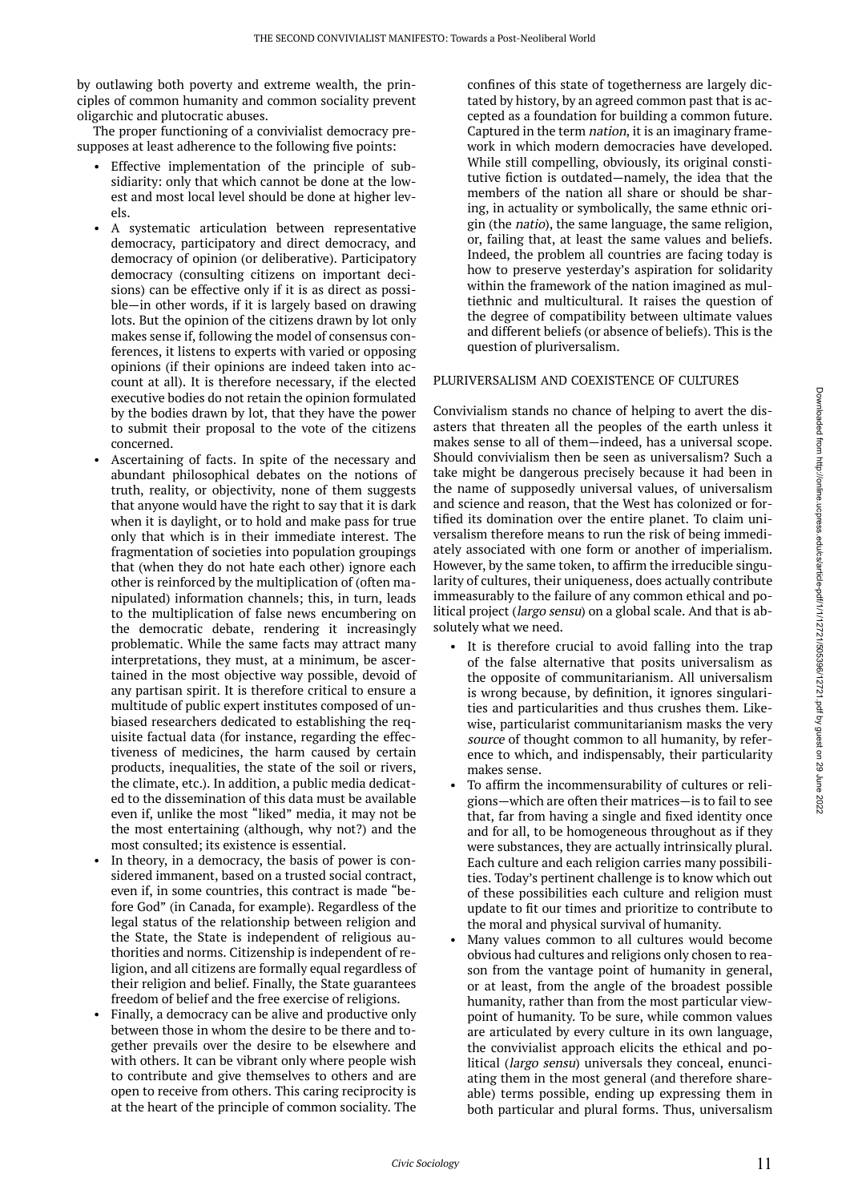by outlawing both poverty and extreme wealth, the principles of common humanity and common sociality prevent oligarchic and plutocratic abuses.

The proper functioning of a convivialist democracy presupposes at least adherence to the following five points:

- Effective implementation of the principle of subsidiarity: only that which cannot be done at the lowest and most local level should be done at higher levels.
- A systematic articulation between representative democracy, participatory and direct democracy, and democracy of opinion (or deliberative). Participatory democracy (consulting citizens on important decisions) can be effective only if it is as direct as possible—in other words, if it is largely based on drawing lots. But the opinion of the citizens drawn by lot only makes sense if, following the model of consensus conferences, it listens to experts with varied or opposing opinions (if their opinions are indeed taken into account at all). It is therefore necessary, if the elected executive bodies do not retain the opinion formulated by the bodies drawn by lot, that they have the power to submit their proposal to the vote of the citizens concerned.
- Ascertaining of facts. In spite of the necessary and abundant philosophical debates on the notions of truth, reality, or objectivity, none of them suggests that anyone would have the right to say that it is dark when it is daylight, or to hold and make pass for true only that which is in their immediate interest. The fragmentation of societies into population groupings that (when they do not hate each other) ignore each other is reinforced by the multiplication of (often manipulated) information channels; this, in turn, leads to the multiplication of false news encumbering on the democratic debate, rendering it increasingly problematic. While the same facts may attract many interpretations, they must, at a minimum, be ascertained in the most objective way possible, devoid of any partisan spirit. It is therefore critical to ensure a multitude of public expert institutes composed of unbiased researchers dedicated to establishing the requisite factual data (for instance, regarding the effectiveness of medicines, the harm caused by certain products, inequalities, the state of the soil or rivers, the climate, etc.). In addition, a public media dedicated to the dissemination of this data must be available even if, unlike the most "liked" media, it may not be the most entertaining (although, why not?) and the most consulted; its existence is essential.
- In theory, in a democracy, the basis of power is considered immanent, based on a trusted social contract, even if, in some countries, this contract is made "before God" (in Canada, for example). Regardless of the legal status of the relationship between religion and the State, the State is independent of religious authorities and norms. Citizenship is independent of religion, and all citizens are formally equal regardless of their religion and belief. Finally, the State guarantees freedom of belief and the free exercise of religions.
- Finally, a democracy can be alive and productive only between those in whom the desire to be there and together prevails over the desire to be elsewhere and with others. It can be vibrant only where people wish to contribute and give themselves to others and are open to receive from others. This caring reciprocity is at the heart of the principle of common sociality. The confines of this state of togetherness are largely dictated by history, by an agreed common past that is accepted as a foundation for building a common future. Captured in the term *nation*, it is an imaginary framework in which modern democracies have developed. While still compelling, obviously, its original constitutive fiction is outdated—namely, the idea that the members of the nation all share or should be sharing, in actuality or symbolically, the same ethnic origin (the *natio*), the same language, the same religion, or, failing that, at least the same values and beliefs. Indeed, the problem all countries are facing today is how to preserve yesterday's aspiration for solidarity within the framework of the nation imagined as multiethnic and multicultural. It raises the question of the degree of compatibility between ultimate values and different beliefs (or absence of beliefs). This is the question of pluriversalism.

## PLURIVERSALISM AND COEXISTENCE OF CULTURES

Convivialism stands no chance of helping to avert the disasters that threaten all the peoples of the earth unless it makes sense to all of them—indeed, has a universal scope. Should convivialism then be seen as universalism? Such a take might be dangerous precisely because it had been in the name of supposedly universal values, of universalism and science and reason, that the West has colonized or fortified its domination over the entire planet. To claim universalism therefore means to run the risk of being immediately associated with one form or another of imperialism. However, by the same token, to affirm the irreducible singularity of cultures, their uniqueness, does actually contribute immeasurably to the failure of any common ethical and political project (*largo sensu*) on a global scale. And that is absolutely what we need.

- It is therefore crucial to avoid falling into the trap of the false alternative that posits universalism as the opposite of communitarianism. All universalism is wrong because, by definition, it ignores singularities and particularities and thus crushes them. Likewise, particularist communitarianism masks the very *source* of thought common to all humanity, by reference to which, and indispensably, their particularity makes sense.
- To affirm the incommensurability of cultures or religions—which are often their matrices—is to fail to see that, far from having a single and fixed identity once and for all, to be homogeneous throughout as if they were substances, they are actually intrinsically plural. Each culture and each religion carries many possibilities. Today's pertinent challenge is to know which out of these possibilities each culture and religion must update to fit our times and prioritize to contribute to the moral and physical survival of humanity.
- Many values common to all cultures would become obvious had cultures and religions only chosen to reason from the vantage point of humanity in general, or at least, from the angle of the broadest possible humanity, rather than from the most particular viewpoint of humanity. To be sure, while common values are articulated by every culture in its own language, the convivialist approach elicits the ethical and political (*largo sensu*) universals they conceal, enunciating them in the most general (and therefore shareable) terms possible, ending up expressing them in both particular and plural forms. Thus, universalism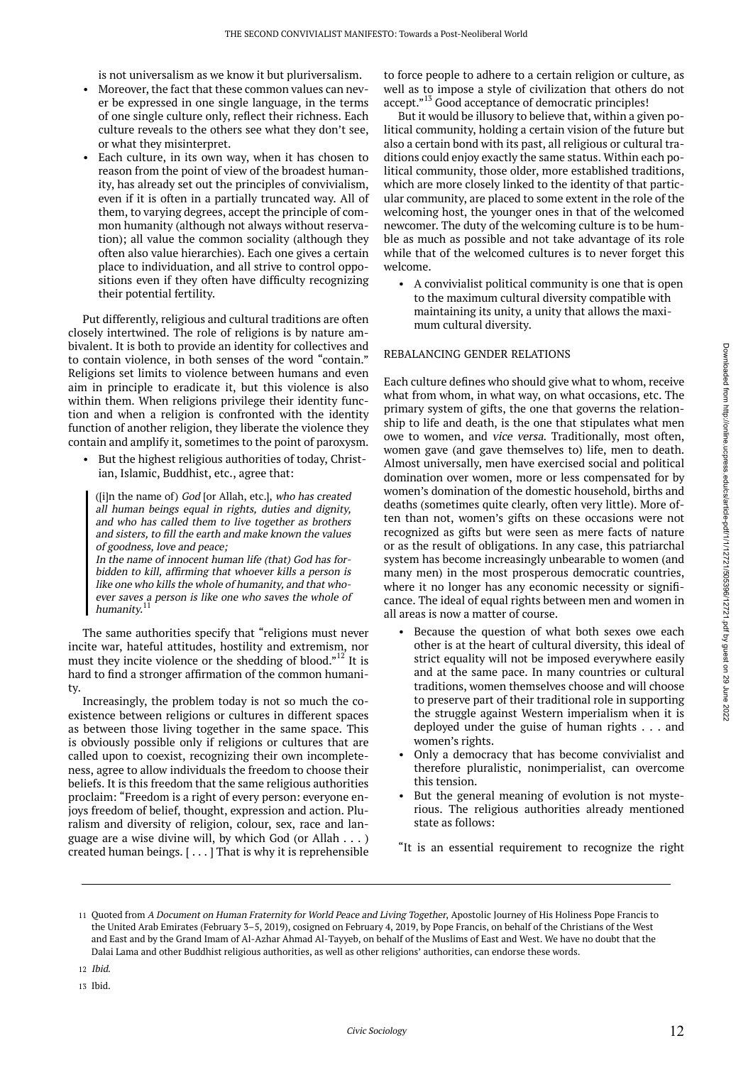is not universalism as we know it but pluriversalism.

- Moreover, the fact that these common values can never be expressed in one single language, in the terms of one single culture only, reflect their richness. Each culture reveals to the others see what they don't see, or what they misinterpret.
- Each culture, in its own way, when it has chosen to reason from the point of view of the broadest humanity, has already set out the principles of convivialism, even if it is often in a partially truncated way. All of them, to varying degrees, accept the principle of common humanity (although not always without reservation); all value the common sociality (although they often also value hierarchies). Each one gives a certain place to individuation, and all strive to control oppositions even if they often have difficulty recognizing their potential fertility.

Put differently, religious and cultural traditions are often closely intertwined. The role of religions is by nature ambivalent. It is both to provide an identity for collectives and to contain violence, in both senses of the word "contain." Religions set limits to violence between humans and even aim in principle to eradicate it, but this violence is also within them. When religions privilege their identity function and when a religion is confronted with the identity function of another religion, they liberate the violence they contain and amplify it, sometimes to the point of paroxysm.

- But the highest religious authorities of today, Christian, Islamic, Buddhist, etc., agree that:

> ([i]n the name of) *God* [or Allah, etc.], *who has created all human beings equal in rights, duties and dignity, and who has called them to live together as brothers and sisters, to fill the earth and make known the values of goodness, love and peace;*
>
> *In the name of innocent human life (that) God has forbidden to kill, affirming that whoever kills a person is like one who kills the whole of humanity, and that whoever saves a person is like one who saves the whole of humanity.*[11]

The same authorities specify that "religions must never incite war, hateful attitudes, hostility and extremism, nor must they incite violence or the shedding of blood."[12] It is hard to find a stronger affirmation of the common humanity.

Increasingly, the problem today is not so much the coexistence between religions or cultures in different spaces as between those living together in the same space. This is obviously possible only if religions or cultures that are called upon to coexist, recognizing their own incompleteness, agree to allow individuals the freedom to choose their beliefs. It is this freedom that the same religious authorities proclaim: "Freedom is a right of every person: everyone enjoys freedom of belief, thought, expression and action. Pluralism and diversity of religion, colour, sex, race and language are a wise divine will, by which God (or Allah . . . ) created human beings. [ . . . ] That is why it is reprehensible to force people to adhere to a certain religion or culture, as well as to impose a style of civilization that others do not accept."[13] Good acceptance of democratic principles!

But it would be illusory to believe that, within a given political community, holding a certain vision of the future but also a certain bond with its past, all religious or cultural traditions could enjoy exactly the same status. Within each political community, those older, more established traditions, which are more closely linked to the identity of that particular community, are placed to some extent in the role of the welcoming host, the younger ones in that of the welcomed newcomer. The duty of the welcoming culture is to be humble as much as possible and not take advantage of its role while that of the welcomed cultures is to never forget this welcome.

- A convivialist political community is one that is open to the maximum cultural diversity compatible with maintaining its unity, a unity that allows the maximum cultural diversity.

## REBALANCING GENDER RELATIONS

Each culture defines who should give what to whom, receive what from whom, in what way, on what occasions, etc. The primary system of gifts, the one that governs the relationship to life and death, is the one that stipulates what men owe to women, and *vice versa*. Traditionally, most often, women gave (and gave themselves to) life, men to death. Almost universally, men have exercised social and political domination over women, more or less compensated for by women's domination of the domestic household, births and deaths (sometimes quite clearly, often very little). More often than not, women's gifts on these occasions were not recognized as gifts but were seen as mere facts of nature or as the result of obligations. In any case, this patriarchal system has become increasingly unbearable to women (and many men) in the most prosperous democratic countries, where it no longer has any economic necessity or significance. The ideal of equal rights between men and women in all areas is now a matter of course.

- Because the question of what both sexes owe each other is at the heart of cultural diversity, this ideal of strict equality will not be imposed everywhere easily and at the same pace. In many countries or cultural traditions, women themselves choose and will choose to preserve part of their traditional role in supporting the struggle against Western imperialism when it is deployed under the guise of human rights . . . and women's rights.
- Only a democracy that has become convivialist and therefore pluralistic, nonimperialist, can overcome this tension.
- But the general meaning of evolution is not mysterious. The religious authorities already mentioned state as follows:

"It is an essential requirement to recognize the right

---

11 Quoted from *A Document on Human Fraternity for World Peace and Living Together*, Apostolic Journey of His Holiness Pope Francis to the United Arab Emirates (February 3–5, 2019), cosigned on February 4, 2019, by Pope Francis, on behalf of the Christians of the West and East and by the Grand Imam of Al-Azhar Ahmad Al-Tayyeb, on behalf of the Muslims of East and West. We have no doubt that the Dalai Lama and other Buddhist religious authorities, as well as other religions' authorities, can endorse these words.

12 *Ibid.*

13 Ibid.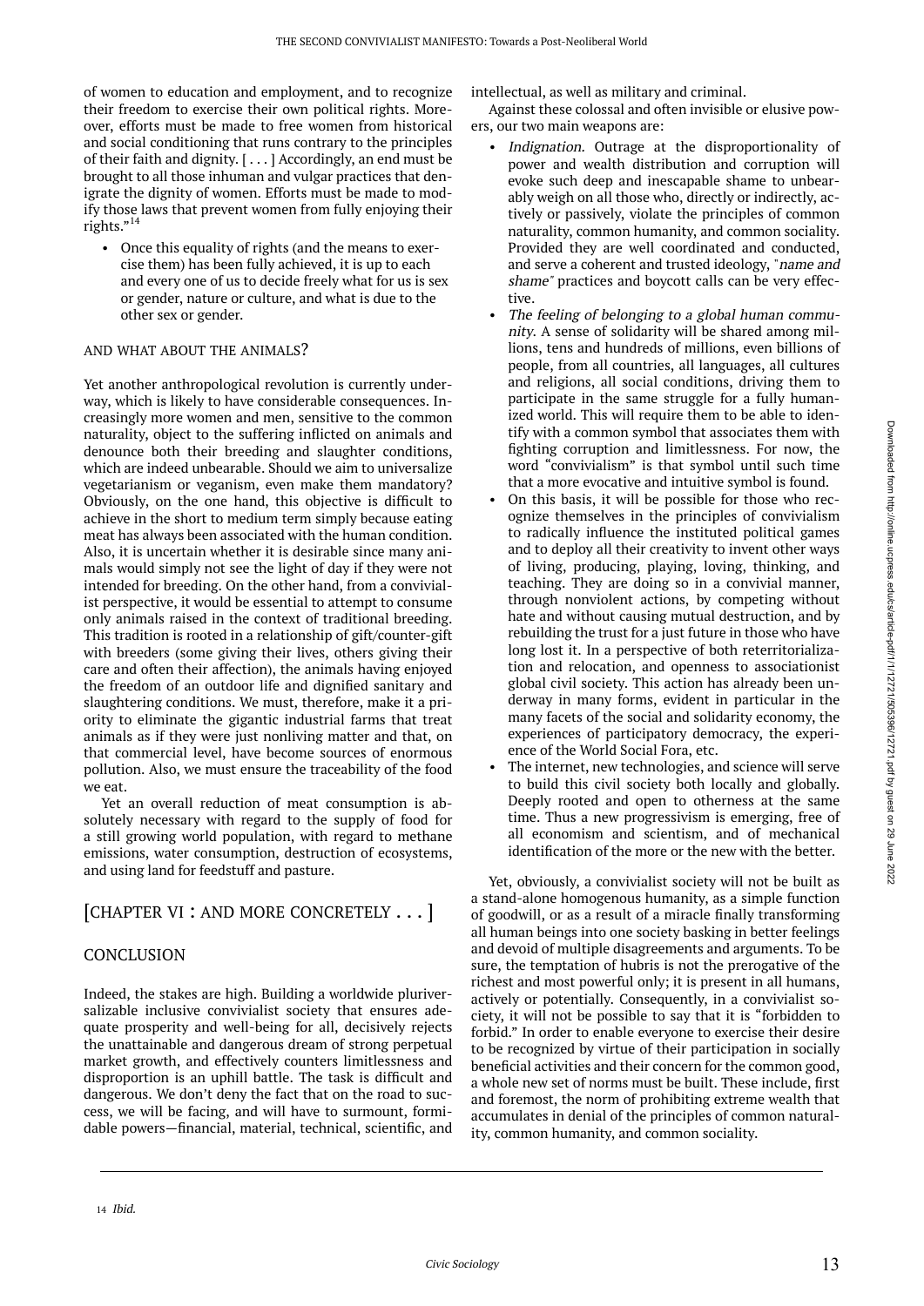of women to education and employment, and to recognize their freedom to exercise their own political rights. Moreover, efforts must be made to free women from historical and social conditioning that runs contrary to the principles of their faith and dignity. [ . . . ] Accordingly, an end must be brought to all those inhuman and vulgar practices that denigrate the dignity of women. Efforts must be made to modify those laws that prevent women from fully enjoying their rights."[14]

- Once this equality of rights (and the means to exercise them) has been fully achieved, it is up to each and every one of us to decide freely what for us is sex or gender, nature or culture, and what is due to the other sex or gender.

### AND WHAT ABOUT THE ANIMALS?

Yet another anthropological revolution is currently underway, which is likely to have considerable consequences. Increasingly more women and men, sensitive to the common naturality, object to the suffering inflicted on animals and denounce both their breeding and slaughter conditions, which are indeed unbearable. Should we aim to universalize vegetarianism or veganism, even make them mandatory? Obviously, on the one hand, this objective is difficult to achieve in the short to medium term simply because eating meat has always been associated with the human condition. Also, it is uncertain whether it is desirable since many animals would simply not see the light of day if they were not intended for breeding. On the other hand, from a convivialist perspective, it would be essential to attempt to consume only animals raised in the context of traditional breeding. This tradition is rooted in a relationship of gift/counter-gift with breeders (some giving their lives, others giving their care and often their affection), the animals having enjoyed the freedom of an outdoor life and dignified sanitary and slaughtering conditions. We must, therefore, make it a priority to eliminate the gigantic industrial farms that treat animals as if they were just nonliving matter and that, on that commercial level, have become sources of enormous pollution. Also, we must ensure the traceability of the food we eat.

Yet an overall reduction of meat consumption is absolutely necessary with regard to the supply of food for a still growing world population, with regard to methane emissions, water consumption, destruction of ecosystems, and using land for feedstuff and pasture.

## [CHAPTER VI : AND MORE CONCRETELY . . . ]

## CONCLUSION

Indeed, the stakes are high. Building a worldwide pluriversalizable inclusive convivialist society that ensures adequate prosperity and well-being for all, decisively rejects the unattainable and dangerous dream of strong perpetual market growth, and effectively counters limitlessness and disproportion is an uphill battle. The task is difficult and dangerous. We don't deny the fact that on the road to success, we will be facing, and will have to surmount, formidable powers—financial, material, technical, scientific, and intellectual, as well as military and criminal.

Against these colossal and often invisible or elusive powers, our two main weapons are:

- *Indignation.* Outrage at the disproportionality of power and wealth distribution and corruption will evoke such deep and inescapable shame to unbearably weigh on all those who, directly or indirectly, actively or passively, violate the principles of common naturality, common humanity, and common sociality. Provided they are well coordinated and conducted, and serve a coherent and trusted ideology, "*name and shame*" practices and boycott calls can be very effective.
- *The feeling of belonging to a global human community.* A sense of solidarity will be shared among millions, tens and hundreds of millions, even billions of people, from all countries, all languages, all cultures and religions, all social conditions, driving them to participate in the same struggle for a fully humanized world. This will require them to be able to identify with a common symbol that associates them with fighting corruption and limitlessness. For now, the word "convivialism" is that symbol until such time that a more evocative and intuitive symbol is found.
- On this basis, it will be possible for those who recognize themselves in the principles of convivialism to radically influence the instituted political games and to deploy all their creativity to invent other ways of living, producing, playing, loving, thinking, and teaching. They are doing so in a convivial manner, through nonviolent actions, by competing without hate and without causing mutual destruction, and by rebuilding the trust for a just future in those who have long lost it. In a perspective of both reterritorialization and relocation, and openness to associationist global civil society. This action has already been underway in many forms, evident in particular in the many facets of the social and solidarity economy, the experiences of participatory democracy, the experience of the World Social Fora, etc.
- The internet, new technologies, and science will serve to build this civil society both locally and globally. Deeply rooted and open to otherness at the same time. Thus a new progressivism is emerging, free of all economism and scientism, and of mechanical identification of the more or the new with the better.

Yet, obviously, a convivialist society will not be built as a stand-alone homogenous humanity, as a simple function of goodwill, or as a result of a miracle finally transforming all human beings into one society basking in better feelings and devoid of multiple disagreements and arguments. To be sure, the temptation of hubris is not the prerogative of the richest and most powerful only; it is present in all humans, actively or potentially. Consequently, in a convivialist society, it will not be possible to say that it is "forbidden to forbid." In order to enable everyone to exercise their desire to be recognized by virtue of their participation in socially beneficial activities and their concern for the common good, a whole new set of norms must be built. These include, first and foremost, the norm of prohibiting extreme wealth that accumulates in denial of the principles of common naturality, common humanity, and common sociality.

---

[14] *Ibid.*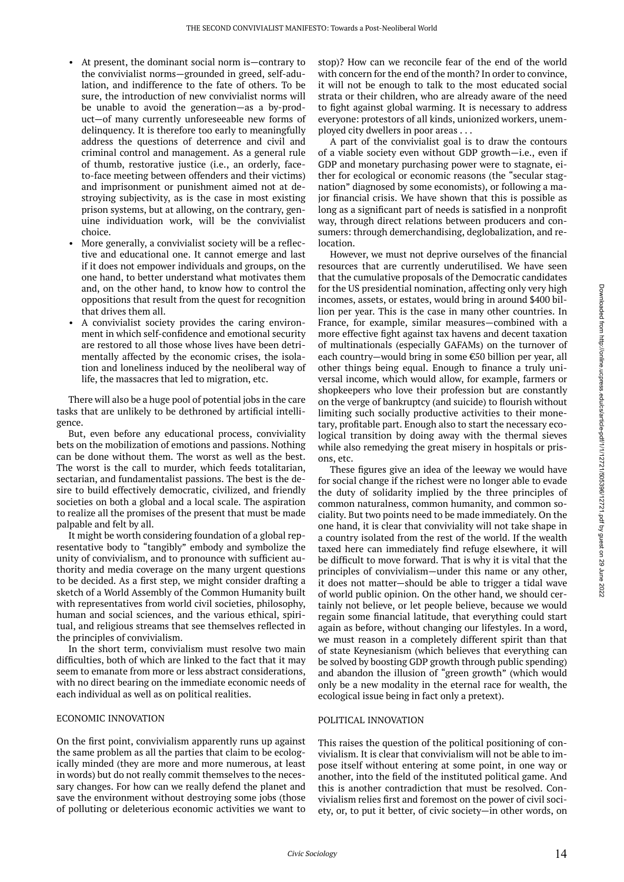- At present, the dominant social norm is—contrary to the convivialist norms—grounded in greed, self-adulation, and indifference to the fate of others. To be sure, the introduction of new convivialist norms will be unable to avoid the generation—as a by-product—of many currently unforeseeable new forms of delinquency. It is therefore too early to meaningfully address the questions of deterrence and civil and criminal control and management. As a general rule of thumb, restorative justice (i.e., an orderly, face-to-face meeting between offenders and their victims) and imprisonment or punishment aimed not at destroying subjectivity, as is the case in most existing prison systems, but at allowing, on the contrary, genuine individuation work, will be the convivialist choice.
- More generally, a convivialist society will be a reflective and educational one. It cannot emerge and last if it does not empower individuals and groups, on the one hand, to better understand what motivates them and, on the other hand, to know how to control the oppositions that result from the quest for recognition that drives them all.
- A convivialist society provides the caring environment in which self-confidence and emotional security are restored to all those whose lives have been detrimentally affected by the economic crises, the isolation and loneliness induced by the neoliberal way of life, the massacres that led to migration, etc.

There will also be a huge pool of potential jobs in the care tasks that are unlikely to be dethroned by artificial intelligence.

But, even before any educational process, conviviality bets on the mobilization of emotions and passions. Nothing can be done without them. The worst as well as the best. The worst is the call to murder, which feeds totalitarian, sectarian, and fundamentalist passions. The best is the desire to build effectively democratic, civilized, and friendly societies on both a global and a local scale. The aspiration to realize all the promises of the present that must be made palpable and felt by all.

It might be worth considering foundation of a global representative body to "tangibly" embody and symbolize the unity of convivialism, and to pronounce with sufficient authority and media coverage on the many urgent questions to be decided. As a first step, we might consider drafting a sketch of a World Assembly of the Common Humanity built with representatives from world civil societies, philosophy, human and social sciences, and the various ethical, spiritual, and religious streams that see themselves reflected in the principles of convivialism.

In the short term, convivialism must resolve two main difficulties, both of which are linked to the fact that it may seem to emanate from more or less abstract considerations, with no direct bearing on the immediate economic needs of each individual as well as on political realities.

## ECONOMIC INNOVATION

On the first point, convivialism apparently runs up against the same problem as all the parties that claim to be ecologically minded (they are more and more numerous, at least in words) but do not really commit themselves to the necessary changes. For how can we really defend the planet and save the environment without destroying some jobs (those of polluting or deleterious economic activities we want to stop)? How can we reconcile fear of the end of the world with concern for the end of the month? In order to convince, it will not be enough to talk to the most educated social strata or their children, who are already aware of the need to fight against global warming. It is necessary to address everyone: protestors of all kinds, unionized workers, unemployed city dwellers in poor areas . . .

A part of the convivialist goal is to draw the contours of a viable society even without GDP growth—i.e., even if GDP and monetary purchasing power were to stagnate, either for ecological or economic reasons (the "secular stagnation" diagnosed by some economists), or following a major financial crisis. We have shown that this is possible as long as a significant part of needs is satisfied in a nonprofit way, through direct relations between producers and consumers: through demerchandising, deglobalization, and relocation.

However, we must not deprive ourselves of the financial resources that are currently underutilised. We have seen that the cumulative proposals of the Democratic candidates for the US presidential nomination, affecting only very high incomes, assets, or estates, would bring in around $400 billion per year. This is the case in many other countries. In France, for example, similar measures—combined with a more effective fight against tax havens and decent taxation of multinationals (especially GAFAMs) on the turnover of each country—would bring in some €50 billion per year, all other things being equal. Enough to finance a truly universal income, which would allow, for example, farmers or shopkeepers who love their profession but are constantly on the verge of bankruptcy (and suicide) to flourish without limiting such socially productive activities to their monetary, profitable part. Enough also to start the necessary ecological transition by doing away with the thermal sieves while also remedying the great misery in hospitals or prisons, etc.

These figures give an idea of the leeway we would have for social change if the richest were no longer able to evade the duty of solidarity implied by the three principles of common naturalness, common humanity, and common sociality. But two points need to be made immediately. On the one hand, it is clear that conviviality will not take shape in a country isolated from the rest of the world. If the wealth taxed here can immediately find refuge elsewhere, it will be difficult to move forward. That is why it is vital that the principles of convivialism—under this name or any other, it does not matter—should be able to trigger a tidal wave of world public opinion. On the other hand, we should certainly not believe, or let people believe, because we would regain some financial latitude, that everything could start again as before, without changing our lifestyles. In a word, we must reason in a completely different spirit than that of state Keynesianism (which believes that everything can be solved by boosting GDP growth through public spending) and abandon the illusion of "green growth" (which would only be a new modality in the eternal race for wealth, the ecological issue being in fact only a pretext).

## POLITICAL INNOVATION

This raises the question of the political positioning of convivialism. It is clear that convivialism will not be able to impose itself without entering at some point, in one way or another, into the field of the instituted political game. And this is another contradiction that must be resolved. Convivialism relies first and foremost on the power of civil society, or, to put it better, of civic society—in other words, on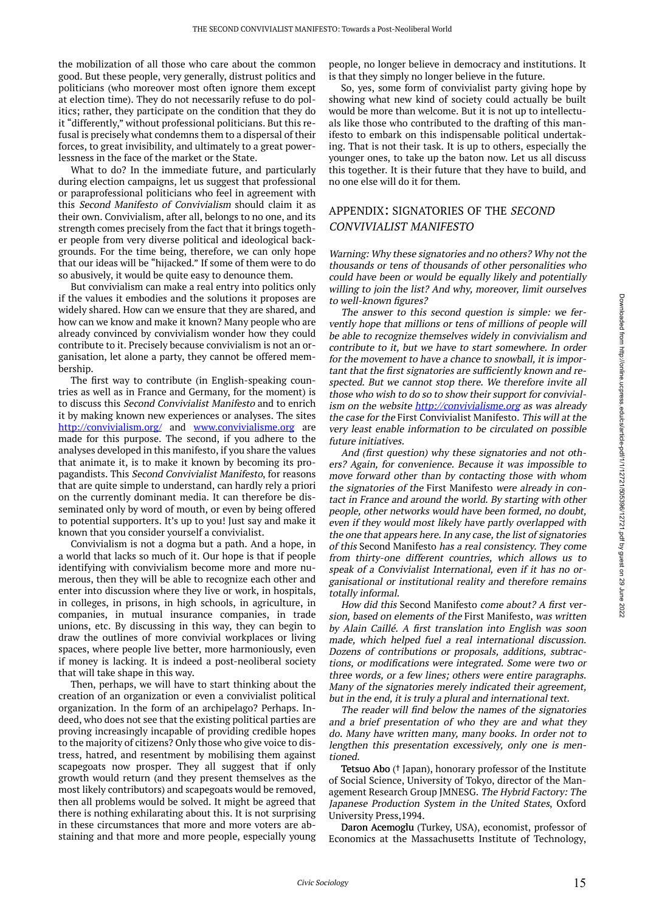the mobilization of all those who care about the common good. But these people, very generally, distrust politics and politicians (who moreover most often ignore them except at election time). They do not necessarily refuse to do politics; rather, they participate on the condition that they do it "differently," without professional politicians. But this refusal is precisely what condemns them to a dispersal of their forces, to great invisibility, and ultimately to a great powerlessness in the face of the market or the State.

What to do? In the immediate future, and particularly during election campaigns, let us suggest that professional or paraprofessional politicians who feel in agreement with this *Second Manifesto of Convivialism* should claim it as their own. Convivialism, after all, belongs to no one, and its strength comes precisely from the fact that it brings together people from very diverse political and ideological backgrounds. For the time being, therefore, we can only hope that our ideas will be "hijacked." If some of them were to do so abusively, it would be quite easy to denounce them.

But convivialism can make a real entry into politics only if the values it embodies and the solutions it proposes are widely shared. How can we ensure that they are shared, and how can we know and make it known? Many people who are already convinced by convivialism wonder how they could contribute to it. Precisely because convivialism is not an organisation, let alone a party, they cannot be offered membership.

The first way to contribute (in English-speaking countries as well as in France and Germany, for the moment) is to discuss this *Second Convivialist Manifesto* and to enrich it by making known new experiences or analyses. The sites http://convivialism.org/ and www.convivialisme.org are made for this purpose. The second, if you adhere to the analyses developed in this manifesto, if you share the values that animate it, is to make it known by becoming its propagandists. This *Second Convivialist Manifesto*, for reasons that are quite simple to understand, can hardly rely a priori on the currently dominant media. It can therefore be disseminated only by word of mouth, or even by being offered to potential supporters. It's up to you! Just say and make it known that you consider yourself a convivialist.

Convivialism is not a dogma but a path. And a hope, in a world that lacks so much of it. Our hope is that if people identifying with convivialism become more and more numerous, then they will be able to recognize each other and enter into discussion where they live or work, in hospitals, in colleges, in prisons, in high schools, in agriculture, in companies, in mutual insurance companies, in trade unions, etc. By discussing in this way, they can begin to draw the outlines of more convivial workplaces or living spaces, where people live better, more harmoniously, even if money is lacking. It is indeed a post-neoliberal society that will take shape in this way.

Then, perhaps, we will have to start thinking about the creation of an organization or even a convivialist political organization. In the form of an archipelago? Perhaps. Indeed, who does not see that the existing political parties are proving increasingly incapable of providing credible hopes to the majority of citizens? Only those who give voice to distress, hatred, and resentment by mobilising them against scapegoats now prosper. They all suggest that if only growth would return (and they present themselves as the most likely contributors) and scapegoats would be removed, then all problems would be solved. It might be agreed that there is nothing exhilarating about this. It is not surprising in these circumstances that more and more voters are abstaining and that more and more people, especially young people, no longer believe in democracy and institutions. It is that they simply no longer believe in the future.

So, yes, some form of convivialist party giving hope by showing what new kind of society could actually be built would be more than welcome. But it is not up to intellectuals like those who contributed to the drafting of this manifesto to embark on this indispensable political undertaking. That is not their task. It is up to others, especially the younger ones, to take up the baton now. Let us all discuss this together. It is their future that they have to build, and no one else will do it for them.

## APPENDIX: SIGNATORIES OF THE *SECOND CONVIVIALIST MANIFESTO*

*Warning: Why these signatories and no others? Why not the thousands or tens of thousands of other personalities who could have been or would be equally likely and potentially willing to join the list? And why, moreover, limit ourselves to well-known figures?*

*The answer to this second question is simple: we fervently hope that millions or tens of millions of people will be able to recognize themselves widely in convivialism and contribute to it, but we have to start somewhere. In order for the movement to have a chance to snowball, it is important that the first signatories are sufficiently known and respected. But we cannot stop there. We therefore invite all those who wish to do so to show their support for convivialism on the website http://convivialisme.org as was already the case for the* First Convivialist Manifesto. *This will at the very least enable information to be circulated on possible future initiatives.*

*And (first question) why these signatories and not others? Again, for convenience. Because it was impossible to move forward other than by contacting those with whom the signatories of the* First Manifesto *were already in contact in France and around the world. By starting with other people, other networks would have been formed, no doubt, even if they would most likely have partly overlapped with the one that appears here. In any case, the list of signatories of this* Second Manifesto *has a real consistency. They come from thirty-one different countries, which allows us to speak of a Convivialist International, even if it has no organisational or institutional reality and therefore remains totally informal.*

*How did this* Second Manifesto *come about? A first version, based on elements of the* First Manifesto, *was written by Alain Caillé. A first translation into English was soon made, which helped fuel a real international discussion. Dozens of contributions or proposals, additions, subtractions, or modifications were integrated. Some were two or three words, or a few lines; others were entire paragraphs. Many of the signatories merely indicated their agreement, but in the end, it is truly a plural and international text.*

*The reader will find below the names of the signatories and a brief presentation of who they are and what they do. Many have written many, many books. In order not to lengthen this presentation excessively, only one is mentioned.*

**Tetsuo Abo** († Japan), honorary professor of the Institute of Social Science, University of Tokyo, director of the Management Research Group JMNESG. *The Hybrid Factory: The Japanese Production System in the United States*, Oxford University Press,1994.

**Daron Acemoglu** (Turkey, USA), economist, professor of Economics at the Massachusetts Institute of Technology,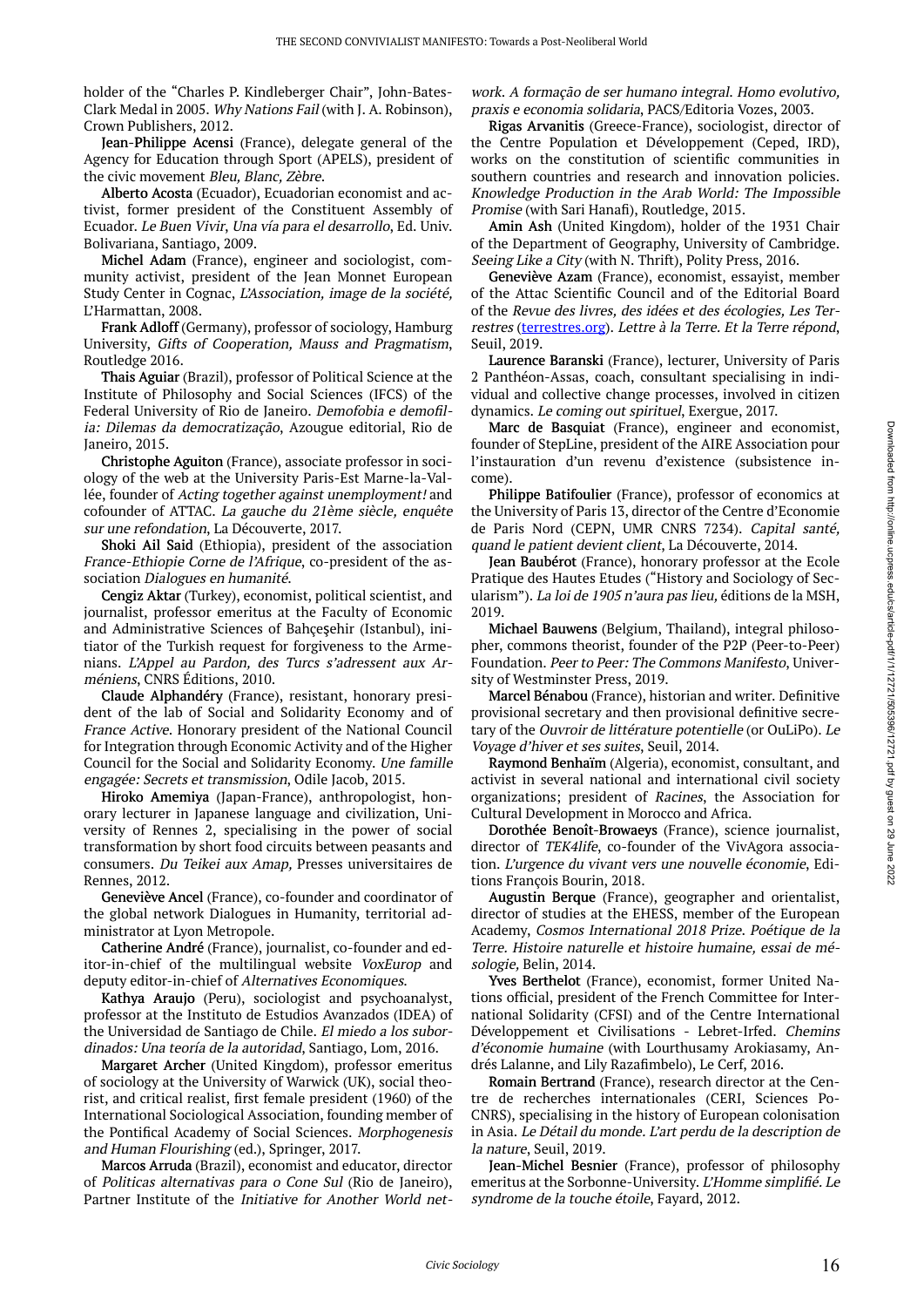holder of the "Charles P. Kindleberger Chair", John-Bates-Clark Medal in 2005. *Why Nations Fail* (with J. A. Robinson), Crown Publishers, 2012.

**Jean-Philippe Acensi** (France), delegate general of the Agency for Education through Sport (APELS), president of the civic movement *Bleu, Blanc, Zèbre*.

**Alberto Acosta** (Ecuador), Ecuadorian economist and activist, former president of the Constituent Assembly of Ecuador. *Le Buen Vivir*, *Una vía para el desarrollo*, Ed. Univ. Bolivariana, Santiago, 2009.

**Michel Adam** (France), engineer and sociologist, community activist, president of the Jean Monnet European Study Center in Cognac, *L'Association, image de la société,* L'Harmattan, 2008.

**Frank Adloff** (Germany), professor of sociology, Hamburg University, *Gifts of Cooperation, Mauss and Pragmatism*, Routledge 2016.

**Thais Aguiar** (Brazil), professor of Political Science at the Institute of Philosophy and Social Sciences (IFCS) of the Federal University of Rio de Janeiro. *Demofobia e demofilia: Dilemas da democratização*, Azougue editorial, Rio de Janeiro, 2015.

**Christophe Aguiton** (France), associate professor in sociology of the web at the University Paris-Est Marne-la-Vallée, founder of *Acting together against unemployment!* and cofounder of ATTAC. *La gauche du 21ème siècle, enquête sur une refondation*, La Découverte, 2017.

**Shoki Ail Said** (Ethiopia), president of the association *France-Ethiopie Corne de l'Afrique*, co-president of the association *Dialogues en humanité*.

**Cengiz Aktar** (Turkey), economist, political scientist, and journalist, professor emeritus at the Faculty of Economic and Administrative Sciences of Bahçeşehir (Istanbul), initiator of the Turkish request for forgiveness to the Armenians. *L'Appel au Pardon, des Turcs s'adressent aux Arméniens*, CNRS Éditions, 2010.

**Claude Alphandéry** (France), resistant, honorary president of the lab of Social and Solidarity Economy and of *France Active*. Honorary president of the National Council for Integration through Economic Activity and of the Higher Council for the Social and Solidarity Economy. *Une famille engagée: Secrets et transmission*, Odile Jacob, 2015.

**Hiroko Amemiya** (Japan-France), anthropologist, honorary lecturer in Japanese language and civilization, University of Rennes 2, specialising in the power of social transformation by short food circuits between peasants and consumers. *Du Teikei aux Amap,* Presses universitaires de Rennes, 2012.

**Geneviève Ancel** (France), co-founder and coordinator of the global network Dialogues in Humanity, territorial administrator at Lyon Metropole.

**Catherine André** (France), journalist, co-founder and editor-in-chief of the multilingual website *VoxEurop* and deputy editor-in-chief of *Alternatives Economiques*.

**Kathya Araujo** (Peru), sociologist and psychoanalyst, professor at the Instituto de Estudios Avanzados (IDEA) of the Universidad de Santiago de Chile. *El miedo a los subordinados: Una teoría de la autoridad*, Santiago, Lom, 2016.

**Margaret Archer** (United Kingdom), professor emeritus of sociology at the University of Warwick (UK), social theorist, and critical realist, first female president (1960) of the International Sociological Association, founding member of the Pontifical Academy of Social Sciences. *Morphogenesis and Human Flourishing* (ed.), Springer, 2017.

**Marcos Arruda** (Brazil), economist and educator, director of *Politicas alternativas para o Cone Sul* (Rio de Janeiro), Partner Institute of the *Initiative for Another World network. A formação de ser humano integral. Homo evolutivo, praxis e economia solidaria*, PACS/Editoria Vozes, 2003.

**Rigas Arvanitis** (Greece-France), sociologist, director of the Centre Population et Développement (Ceped, IRD), works on the constitution of scientific communities in southern countries and research and innovation policies. *Knowledge Production in the Arab World: The Impossible Promise* (with Sari Hanafi), Routledge, 2015.

**Amin Ash** (United Kingdom), holder of the 1931 Chair of the Department of Geography, University of Cambridge. *Seeing Like a City* (with N. Thrift), Polity Press, 2016.

**Geneviève Azam** (France), economist, essayist, member of the Attac Scientific Council and of the Editorial Board of the *Revue des livres, des idées et des écologies, Les Terrestres* (terrestres.org). *Lettre à la Terre. Et la Terre répond*, Seuil, 2019.

**Laurence Baranski** (France), lecturer, University of Paris 2 Panthéon-Assas, coach, consultant specialising in individual and collective change processes, involved in citizen dynamics. *Le coming out spirituel*, Exergue, 2017.

**Marc de Basquiat** (France), engineer and economist, founder of StepLine, president of the AIRE Association pour l'instauration d'un revenu d'existence (subsistence income).

**Philippe Batifoulier** (France), professor of economics at the University of Paris 13, director of the Centre d'Economie de Paris Nord (CEPN, UMR CNRS 7234). *Capital santé, quand le patient devient client*, La Découverte, 2014.

**Jean Baubérot** (France), honorary professor at the Ecole Pratique des Hautes Etudes ("History and Sociology of Secularism"). *La loi de 1905 n'aura pas lieu,* éditions de la MSH, 2019.

**Michael Bauwens** (Belgium, Thailand), integral philosopher, commons theorist, founder of the P2P (Peer-to-Peer) Foundation. *Peer to Peer: The Commons Manifesto*, University of Westminster Press, 2019.

**Marcel Bénabou** (France), historian and writer. Definitive provisional secretary and then provisional definitive secretary of the *Ouvroir de littérature potentielle* (or OuLiPo). *Le Voyage d'hiver et ses suites*, Seuil, 2014.

**Raymond Benhaïm** (Algeria), economist, consultant, and activist in several national and international civil society organizations; president of *Racines*, the Association for Cultural Development in Morocco and Africa.

**Dorothée Benoît-Browaeys** (France), science journalist, director of *TEK4life*, co-founder of the VivAgora association. *L'urgence du vivant vers une nouvelle économie*, Editions François Bourin, 2018.

**Augustin Berque** (France), geographer and orientalist, director of studies at the EHESS, member of the European Academy, *Cosmos International 2018 Prize*. *Poétique de la Terre. Histoire naturelle et histoire humaine, essai de mésologie,* Belin, 2014.

**Yves Berthelot** (France), economist, former United Nations official, president of the French Committee for International Solidarity (CFSI) and of the Centre International Développement et Civilisations - Lebret-Irfed. *Chemins d'économie humaine* (with Lourthusamy Arokiasamy, Andrés Lalanne, and Lily Razafimbelo), Le Cerf, 2016.

**Romain Bertrand** (France), research director at the Centre de recherches internationales (CERI, Sciences Po-CNRS), specialising in the history of European colonisation in Asia. *Le Détail du monde. L'art perdu de la description de la nature*, Seuil, 2019.

**Jean-Michel Besnier** (France), professor of philosophy emeritus at the Sorbonne-University. *L'Homme simplifié. Le syndrome de la touche étoile*, Fayard, 2012.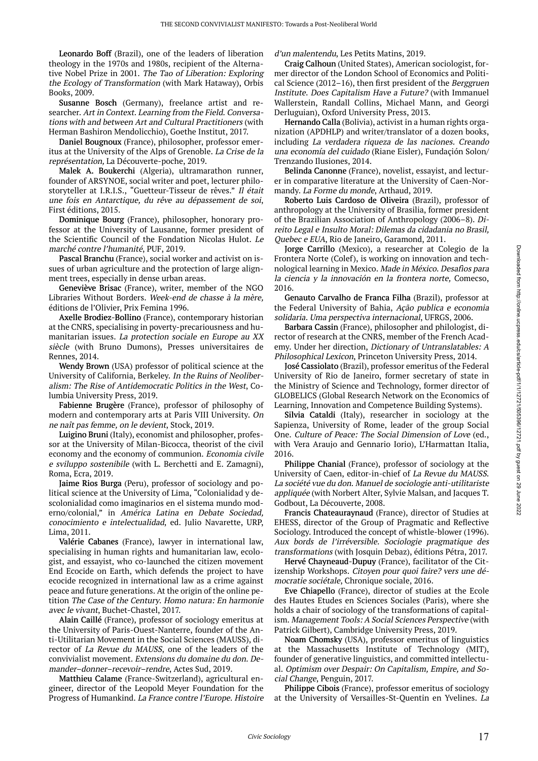**Leonardo Boff** (Brazil), one of the leaders of liberation theology in the 1970s and 1980s, recipient of the Alternative Nobel Prize in 2001. *The Tao of Liberation: Exploring the Ecology of Transformation* (with Mark Hataway), Orbis Books, 2009.

**Susanne Bosch** (Germany), freelance artist and researcher. *Art in Context. Learning from the Field. Conversations with and between Art and Cultural Practitioners* (with Herman Bashiron Mendolicchio), Goethe Institut, 2017.

**Daniel Bougnoux** (France), philosopher, professor emeritus at the University of the Alps of Grenoble. *La Crise de la représentation*, La Découverte-poche, 2019.

**Malek A. Boukerchi** (Algeria), ultramarathon runner, founder of ARSYNOE, social writer and poet, lecturer philostoryteller at I.R.I.S., "Guetteur-Tisseur de rêves." *Il était une fois en Antarctique, du rêve au dépassement de soi*, First éditions, 2015.

**Dominique Bourg** (France), philosopher, honorary professor at the University of Lausanne, former president of the Scientific Council of the Fondation Nicolas Hulot. *Le marché contre l'humanité*, PUF, 2019.

**Pascal Branchu** (France), social worker and activist on issues of urban agriculture and the protection of large alignment trees, especially in dense urban areas.

**Geneviève Brisac** (France), writer, member of the NGO Libraries Without Borders. *Week-end de chasse à la mère*, éditions de l'Olivier, Prix Femina 1996.

**Axelle Brodiez-Bollino** (France), contemporary historian at the CNRS, specialising in poverty-precariousness and humanitarian issues. *La protection sociale en Europe au XX siècle* (with Bruno Dumons), Presses universitaires de Rennes, 2014.

**Wendy Brown** (USA) professor of political science at the University of California, Berkeley. *In the Ruins of Neoliberalism: The Rise of Antidemocratic Politics in the West*, Columbia University Press, 2019.

**Fabienne Brugère** (France), professor of philosophy of modern and contemporary arts at Paris VIII University. *On ne naît pas femme, on le devient*, Stock, 2019.

**Luigino Bruni** (Italy), economist and philosopher, professor at the University of Milan-Bicocca, theorist of the civil economy and the economy of communion. *Economia civile e sviluppo sostenibile* (with L. Berchetti and E. Zamagni), Roma, Ecra, 2019.

**Jaime Rios Burga** (Peru), professor of sociology and political science at the University of Lima, "Colonialidad y descolonialidad como imaginarios en el sistema mundo moderno/colonial," in *América Latina en Debate Sociedad, conocimiento e intelectualidad*, ed. Julio Navarette, URP, Lima, 2011.

**Valérie Cabanes** (France), lawyer in international law, specialising in human rights and humanitarian law, ecologist, and essayist, who co-launched the citizen movement End Ecocide on Earth, which defends the project to have ecocide recognized in international law as a crime against peace and future generations. At the origin of the online petition *The Case of the Century*. *Homo natura: En harmonie avec le vivant*, Buchet-Chastel, 2017.

**Alain Caillé** (France), professor of sociology emeritus at the University of Paris-Ouest-Nanterre, founder of the Anti-Utilitarian Movement in the Social Sciences (MAUSS), director of *La Revue du MAUSS*, one of the leaders of the convivialist movement. *Extensions du domaine du don. Demander–donner–recevoir–rendre*, Actes Sud, 2019.

**Matthieu Calame** (France-Switzerland), agricultural engineer, director of the Leopold Meyer Foundation for the Progress of Humankind. *La France contre l'Europe. Histoire d'un malentendu*, Les Petits Matins, 2019.

**Craig Calhoun** (United States), American sociologist, former director of the London School of Economics and Political Science (2012–16), then first president of the *Berggruen Institute*. *Does Capitalism Have a Future?* (with Immanuel Wallerstein, Randall Collins, Michael Mann, and Georgi Derluguian), Oxford University Press, 2013.

**Hernando Calla** (Bolivia), activist in a human rights organization (APDHLP) and writer/translator of a dozen books, including *La verdadera riqueza de las naciones. Creando una economía del cuidado* (Riane Eisler), Fundaçión Solon/ Trenzando Ilusiones, 2014.

**Belinda Canonne** (France), novelist, essayist, and lecturer in comparative literature at the University of Caen-Normandy. *La Forme du monde*, Arthaud, 2019.

**Roberto Luis Cardoso de Oliveira** (Brazil), professor of anthropology at the University of Brasilia, former president of the Brazilian Association of Anthropology (2006–8). *Direito Legal e Insulto Moral: Dilemas da cidadania no Brasil, Quebec e EUA*, Rio de Janeiro, Garamond, 2011.

**Jorge Carrillo** (Mexico), a researcher at Colegio de la Frontera Norte (Colef), is working on innovation and technological learning in Mexico. *Made in México. Desafios para la ciencia y la innovación en la frontera norte*, Comecso, 2016.

**Genauto Carvalho de Franca Filha** (Brazil), professor at the Federal University of Bahia, *Ação publica e economia solidaria. Uma perspectiva internacional*, UFRGS, 2006.

**Barbara Cassin** (France), philosopher and philologist, director of research at the CNRS, member of the French Academy. Under her direction, *Dictionary of Untranslatables: A Philosophical Lexicon*, Princeton University Press, 2014.

**José Cassiolato** (Brazil), professor emeritus of the Federal University of Rio de Janeiro, former secretary of state in the Ministry of Science and Technology, former director of GLOBELICS (Global Research Network on the Economics of Learning, Innovation and Competence Building Systems).

**Silvia Cataldi** (Italy), researcher in sociology at the Sapienza, University of Rome, leader of the group Social One. *Culture of Peace: The Social Dimension of Love* (ed., with Vera Araujo and Gennario Iorio), L'Harmattan Italia, 2016.

**Philippe Chanial** (France), professor of sociology at the University of Caen, editor-in-chief of *La Revue du MAUSS*. *La société vue du don. Manuel de sociologie anti-utilitariste appliquée* (with Norbert Alter, Sylvie Malsan, and Jacques T. Godbout, La Découverte, 2008.

**Francis Chateauraynaud** (France), director of Studies at EHESS, director of the Group of Pragmatic and Reflective Sociology. Introduced the concept of whistle-blower (1996). *Aux bords de l'irréversible. Sociologie pragmatique des transformations* (with Josquin Debaz), éditions Pétra, 2017.

**Hervé Chayneaud-Dupuy** (France), facilitator of the Citizenship Workshops. *Citoyen pour quoi faire? vers une démocratie sociétale*, Chronique sociale, 2016.

**Eve Chiapello** (France), director of studies at the Ecole des Hautes Etudes en Sciences Sociales (Paris), where she holds a chair of sociology of the transformations of capitalism. *Management Tools: A Social Sciences Perspective* (with Patrick Gilbert), Cambridge University Press, 2019.

**Noam Chomsky** (USA), professor emeritus of linguistics at the Massachusetts Institute of Technology (MIT), founder of generative linguistics, and committed intellectual. *Optimism over Despair: On Capitalism, Empire, and Social Change*, Penguin, 2017.

**Philippe Cibois** (France), professor emeritus of sociology at the University of Versailles-St-Quentin en Yvelines. *La*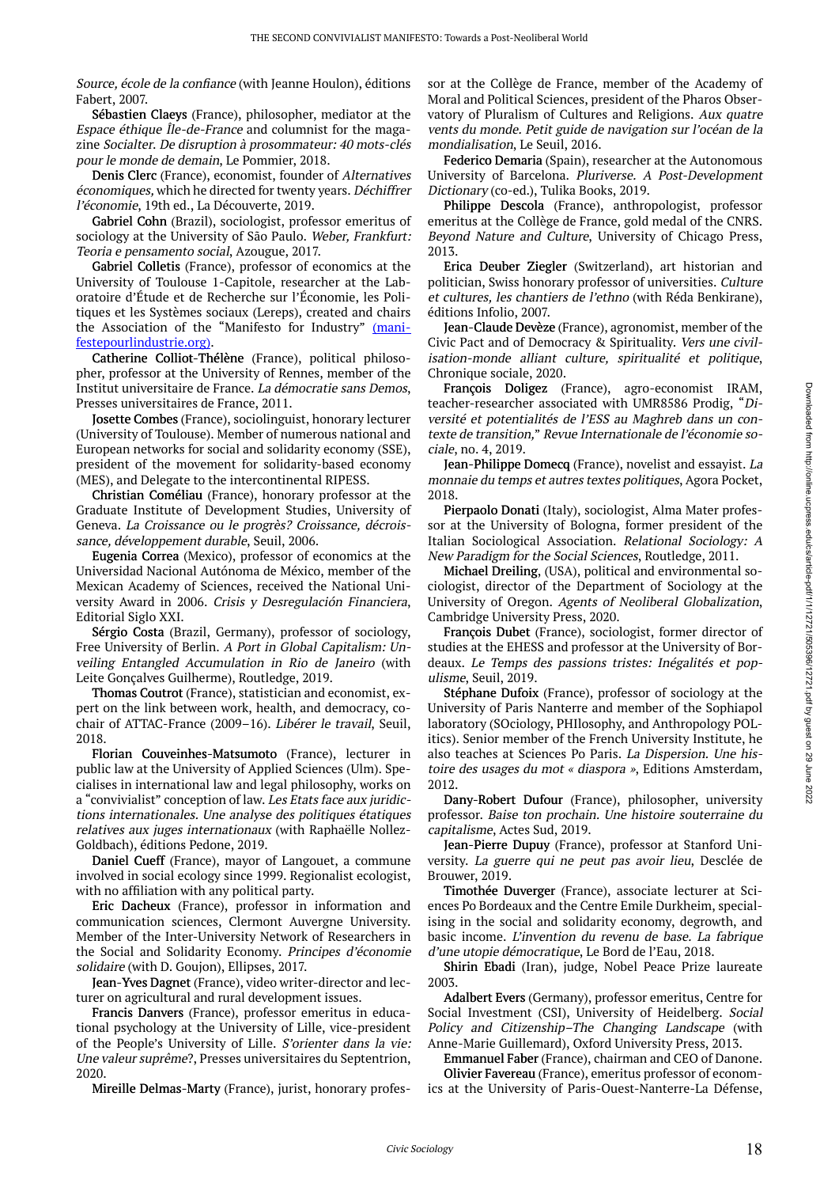*Source, école de la confiance* (with Jeanne Houlon), éditions Fabert, 2007.

Sébastien Claeys (France), philosopher, mediator at the *Espace éthique Île-de-France* and columnist for the magazine *Socialter*. *De disruption à prosommateur: 40 mots-clés pour le monde de demain*, Le Pommier, 2018.

Denis Clerc (France), economist, founder of *Alternatives économiques,* which he directed for twenty years. *Déchiffrer l'économie*, 19th ed., La Découverte, 2019.

Gabriel Cohn (Brazil), sociologist, professor emeritus of sociology at the University of São Paulo. *Weber, Frankfurt: Teoria e pensamento social*, Azougue, 2017.

Gabriel Colletis (France), professor of economics at the University of Toulouse 1-Capitole, researcher at the Laboratoire d'Étude et de Recherche sur l'Économie, les Politiques et les Systèmes sociaux (Lereps), created and chairs the Association of the "Manifesto for Industry" (manifestepourlindustrie.org).

Catherine Colliot-Thélène (France), political philosopher, professor at the University of Rennes, member of the Institut universitaire de France. *La démocratie sans Demos*, Presses universitaires de France, 2011.

Josette Combes (France), sociolinguist, honorary lecturer (University of Toulouse). Member of numerous national and European networks for social and solidarity economy (SSE), president of the movement for solidarity-based economy (MES), and Delegate to the intercontinental RIPESS.

Christian Comeliau (France), honorary professor at the Graduate Institute of Development Studies, University of Geneva. *La Croissance ou le progrès? Croissance, décroissance, développement durable*, Seuil, 2006.

Eugenia Correa (Mexico), professor of economics at the Universidad Nacional Autónoma de México, member of the Mexican Academy of Sciences, received the National University Award in 2006. *Crisis y Desregulación Financiera*, Editorial Siglo XXI.

Sérgio Costa (Brazil, Germany), professor of sociology, Free University of Berlin. *A Port in Global Capitalism: Unveiling Entangled Accumulation in Rio de Janeiro* (with Leite Gonçalves Guilherme), Routledge, 2019.

Thomas Coutrot (France), statistician and economist, expert on the link between work, health, and democracy, co-chair of ATTAC-France (2009–16). *Libérer le travail*, Seuil, 2018.

Florian Couveinhes-Matsumoto (France), lecturer in public law at the University of Applied Sciences (Ulm). Specialises in international law and legal philosophy, works on a "convivialist" conception of law. *Les Etats face aux juridictions internationales. Une analyse des politiques étatiques relatives aux juges internationaux* (with Raphaëlle Nollez-Goldbach), éditions Pedone, 2019.

Daniel Cueff (France), mayor of Langouet, a commune involved in social ecology since 1999. Regionalist ecologist, with no affiliation with any political party.

Eric Dacheux (France), professor in information and communication sciences, Clermont Auvergne University. Member of the Inter-University Network of Researchers in the Social and Solidarity Economy. *Principes d'économie solidaire* (with D. Goujon), Ellipses, 2017.

Jean-Yves Dagnet (France), video writer-director and lecturer on agricultural and rural development issues.

Francis Danvers (France), professor emeritus in educational psychology at the University of Lille, vice-president of the People's University of Lille. *S'orienter dans la vie: Une valeur suprême?*, Presses universitaires du Septentrion, 2020.

Mireille Delmas-Marty (France), jurist, honorary professor at the Collège de France, member of the Academy of Moral and Political Sciences, president of the Pharos Observatory of Pluralism of Cultures and Religions. *Aux quatre vents du monde. Petit guide de navigation sur l'océan de la mondialisation*, Le Seuil, 2016.

Federico Demaria (Spain), researcher at the Autonomous University of Barcelona. *Pluriverse. A Post-Development Dictionary* (co-ed.), Tulika Books, 2019.

Philippe Descola (France), anthropologist, professor emeritus at the Collège de France, gold medal of the CNRS. *Beyond Nature and Culture*, University of Chicago Press, 2013.

Erica Deuber Ziegler (Switzerland), art historian and politician, Swiss honorary professor of universities. *Culture et cultures, les chantiers de l'ethno* (with Réda Benkirane), éditions Infolio, 2007.

Jean-Claude Devèze (France), agronomist, member of the Civic Pact and of Democracy & Spirituality. *Vers une civilisation-monde alliant culture, spiritualité et politique*, Chronique sociale, 2020.

François Doligez (France), agro-economist IRAM, teacher-researcher associated with UMR8586 Prodig, "*Diversité et potentialités de l'ESS au Maghreb dans un contexte de transition,*" *Revue Internationale de l'économie sociale*, no. 4, 2019.

Jean-Philippe Domecq (France), novelist and essayist. *La monnaie du temps et autres textes politiques*, Agora Pocket, 2018.

Pierpaolo Donati (Italy), sociologist, Alma Mater professor at the University of Bologna, former president of the Italian Sociological Association. *Relational Sociology: A New Paradigm for the Social Sciences*, Routledge, 2011.

Michael Dreiling, (USA), political and environmental sociologist, director of the Department of Sociology at the University of Oregon. *Agents of Neoliberal Globalization*, Cambridge University Press, 2020.

François Dubet (France), sociologist, former director of studies at the EHESS and professor at the University of Bordeaux. *Le Temps des passions tristes: Inégalités et populisme*, Seuil, 2019.

Stéphane Dufoix (France), professor of sociology at the University of Paris Nanterre and member of the Sophiapol laboratory (SOciology, PHIlosophy, and Anthropology POLitics). Senior member of the French University Institute, he also teaches at Sciences Po Paris. *La Dispersion. Une histoire des usages du mot « diaspora »*, Editions Amsterdam, 2012.

Dany-Robert Dufour (France), philosopher, university professor. *Baise ton prochain. Une histoire souterraine du capitalisme*, Actes Sud, 2019.

Jean-Pierre Dupuy (France), professor at Stanford University. *La guerre qui ne peut pas avoir lieu*, Desclée de Brouwer, 2019.

Timothée Duverger (France), associate lecturer at Sciences Po Bordeaux and the Centre Emile Durkheim, specialising in the social and solidarity economy, degrowth, and basic income. *L'invention du revenu de base. La fabrique d'une utopie démocratique*, Le Bord de l'Eau, 2018.

Shirin Ebadi (Iran), judge, Nobel Peace Prize laureate 2003.

Adalbert Evers (Germany), professor emeritus, Centre for Social Investment (CSI), University of Heidelberg. *Social Policy and Citizenship–The Changing Landscape* (with Anne-Marie Guillemard), Oxford University Press, 2013.

Emmanuel Faber (France), chairman and CEO of Danone.

Olivier Favereau (France), emeritus professor of economics at the University of Paris-Ouest-Nanterre-La Défense,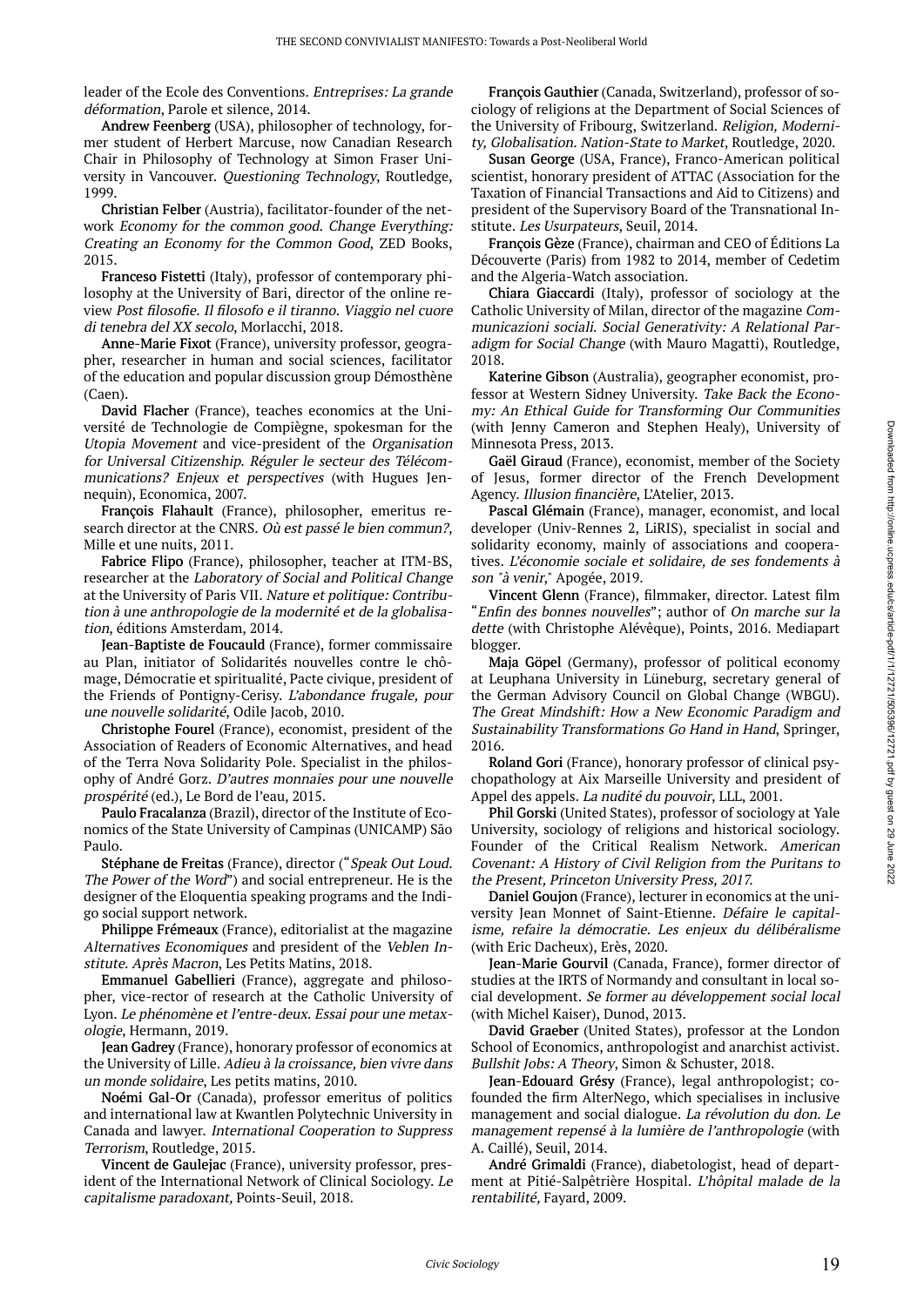leader of the Ecole des Conventions. *Entreprises: La grande déformation*, Parole et silence, 2014.

**Andrew Feenberg** (USA), philosopher of technology, former student of Herbert Marcuse, now Canadian Research Chair in Philosophy of Technology at Simon Fraser University in Vancouver. *Questioning Technology*, Routledge, 1999.

**Christian Felber** (Austria), facilitator-founder of the network *Economy for the common good*. *Change Everything: Creating an Economy for the Common Good*, ZED Books, 2015.

**Franceso Fistetti** (Italy), professor of contemporary philosophy at the University of Bari, director of the online review *Post filosofie*. *Il filosofo e il tiranno. Viaggio nel cuore di tenebra del XX secolo*, Morlacchi, 2018.

**Anne-Marie Fixot** (France), university professor, geographer, researcher in human and social sciences, facilitator of the education and popular discussion group Démosthène (Caen).

**David Flacher** (France), teaches economics at the Université de Technologie de Compiègne, spokesman for the *Utopia Movement* and vice-president of the *Organisation for Universal Citizenship*. *Réguler le secteur des Télécommunications? Enjeux et perspectives* (with Hugues Jennequin), Economica, 2007.

**François Flahault** (France), philosopher, emeritus research director at the CNRS. *Où est passé le bien commun?*, Mille et une nuits, 2011.

**Fabrice Flipo** (France), philosopher, teacher at ITM-BS, researcher at the *Laboratory of Social and Political Change* at the University of Paris VII. *Nature et politique: Contribution à une anthropologie de la modernité et de la globalisation*, éditions Amsterdam, 2014.

**Jean-Baptiste de Foucauld** (France), former commissaire au Plan, initiator of Solidarités nouvelles contre le chômage, Démocratie et spiritualité, Pacte civique, president of the Friends of Pontigny-Cerisy. *L'abondance frugale, pour une nouvelle solidarité*, Odile Jacob, 2010.

**Christophe Fourel** (France), economist, president of the Association of Readers of Economic Alternatives, and head of the Terra Nova Solidarity Pole. Specialist in the philosophy of André Gorz. *D'autres monnaies pour une nouvelle prospérité* (ed.), Le Bord de l'eau, 2015.

**Paulo Fracalanza** (Brazil), director of the Institute of Economics of the State University of Campinas (UNICAMP) São Paulo.

**Stéphane de Freitas** (France), director ("*Speak Out Loud. The Power of the Word*") and social entrepreneur. He is the designer of the Eloquentia speaking programs and the Indigo social support network.

**Philippe Frémeaux** (France), editorialist at the magazine *Alternatives Economiques* and president of the *Veblen Institute*. *Après Macron*, Les Petits Matins, 2018.

**Emmanuel Gabellieri** (France), aggregate and philosopher, vice-rector of research at the Catholic University of Lyon. *Le phénomène et l'entre-deux. Essai pour une metaxologie*, Hermann, 2019.

**Jean Gadrey** (France), honorary professor of economics at the University of Lille. *Adieu à la croissance, bien vivre dans un monde solidaire*, Les petits matins, 2010.

**Noémi Gal-Or** (Canada), professor emeritus of politics and international law at Kwantlen Polytechnic University in Canada and lawyer. *International Cooperation to Suppress Terrorism*, Routledge, 2015.

**Vincent de Gaulejac** (France), university professor, president of the International Network of Clinical Sociology. *Le capitalisme paradoxant*, Points-Seuil, 2018.

**François Gauthier** (Canada, Switzerland), professor of sociology of religions at the Department of Social Sciences of the University of Fribourg, Switzerland. *Religion, Modernity, Globalisation. Nation-State to Market*, Routledge, 2020.

**Susan George** (USA, France), Franco-American political scientist, honorary president of ATTAC (Association for the Taxation of Financial Transactions and Aid to Citizens) and president of the Supervisory Board of the Transnational Institute. *Les Usurpateurs*, Seuil, 2014.

**François Gèze** (France), chairman and CEO of Éditions La Découverte (Paris) from 1982 to 2014, member of Cedetim and the Algeria-Watch association.

**Chiara Giaccardi** (Italy), professor of sociology at the Catholic University of Milan, director of the magazine *Communicazioni sociali*. *Social Generativity: A Relational Paradigm for Social Change* (with Mauro Magatti), Routledge, 2018.

**Katerine Gibson** (Australia), geographer economist, professor at Western Sidney University. *Take Back the Economy: An Ethical Guide for Transforming Our Communities* (with Jenny Cameron and Stephen Healy), University of Minnesota Press, 2013.

**Gaël Giraud** (France), economist, member of the Society of Jesus, former director of the French Development Agency. *Illusion financière*, L'Atelier, 2013.

**Pascal Glémain** (France), manager, economist, and local developer (Univ-Rennes 2, LiRIS), specialist in social and solidarity economy, mainly of associations and cooperatives. *L'économie sociale et solidaire, de ses fondements à son "à venir*," Apogée, 2019.

**Vincent Glenn** (France), filmmaker, director. Latest film "*Enfin des bonnes nouvelles*"; author of *On marche sur la dette* (with Christophe Alévêque), Points, 2016. Mediapart blogger.

**Maja Göpel** (Germany), professor of political economy at Leuphana University in Lüneburg, secretary general of the German Advisory Council on Global Change (WBGU). *The Great Mindshift: How a New Economic Paradigm and Sustainability Transformations Go Hand in Hand*, Springer, 2016.

**Roland Gori** (France), honorary professor of clinical psychopathology at Aix Marseille University and president of Appel des appels. *La nudité du pouvoir*, LLL, 2001.

**Phil Gorski** (United States), professor of sociology at Yale University, sociology of religions and historical sociology. Founder of the Critical Realism Network. *American Covenant: A History of Civil Religion from the Puritans to the Present, Princeton University Press, 2017.*

**Daniel Goujon** (France), lecturer in economics at the university Jean Monnet of Saint-Etienne. *Défaire le capitalisme, refaire la démocratie. Les enjeux du délibéralisme* (with Eric Dacheux), Erès, 2020.

**Jean-Marie Gourvil** (Canada, France), former director of studies at the IRTS of Normandy and consultant in local social development. *Se former au développement social local* (with Michel Kaiser), Dunod, 2013.

**David Graeber** (United States), professor at the London School of Economics, anthropologist and anarchist activist. *Bullshit Jobs: A Theory*, Simon & Schuster, 2018.

**Jean-Edouard Grésy** (France), legal anthropologist; cofounded the firm AlterNego, which specialises in inclusive management and social dialogue. *La révolution du don. Le management repensé à la lumière de l'anthropologie* (with A. Caillé), Seuil, 2014.

**André Grimaldi** (France), diabetologist, head of department at Pitié-Salpêtrière Hospital. *L'hôpital malade de la rentabilité,* Fayard, 2009.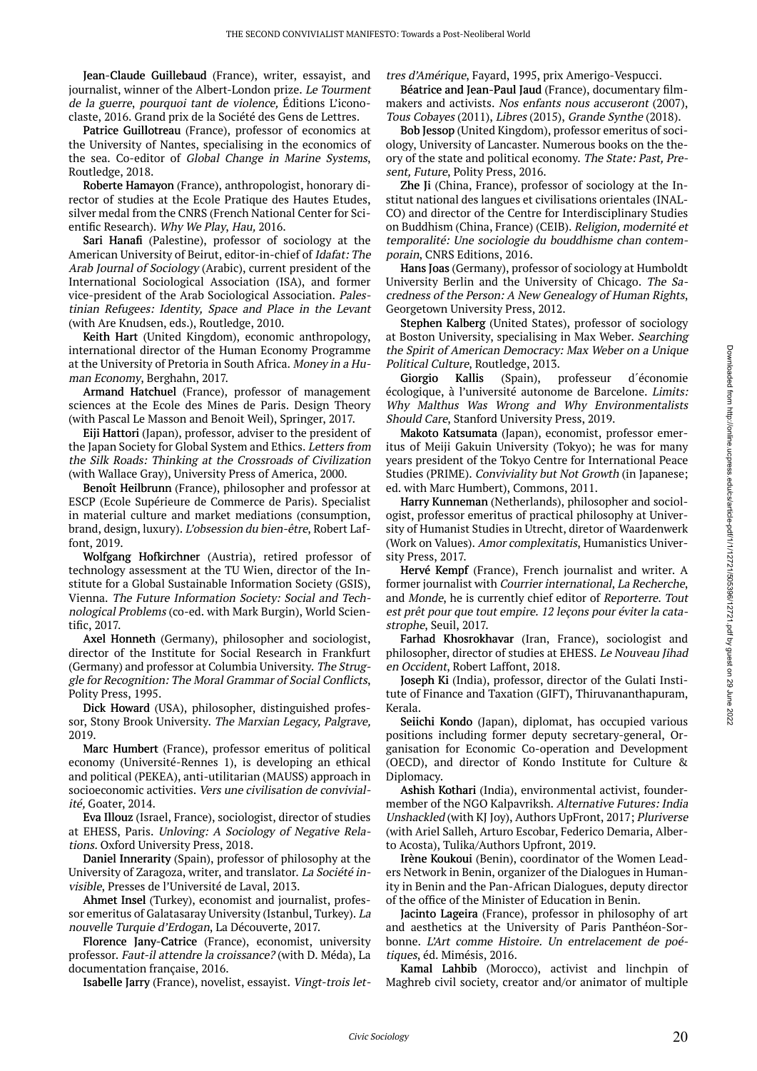**Jean-Claude Guillebaud** (France), writer, essayist, and journalist, winner of the Albert-London prize. *Le Tourment de la guerre*, *pourquoi tant de violence,* Éditions L'iconoclaste, 2016. Grand prix de la Société des Gens de Lettres.

**Patrice Guillotreau** (France), professor of economics at the University of Nantes, specialising in the economics of the sea. Co-editor of *Global Change in Marine Systems*, Routledge, 2018.

**Roberte Hamayon** (France), anthropologist, honorary director of studies at the Ecole Pratique des Hautes Etudes, silver medal from the CNRS (French National Center for Scientific Research). *Why We Play*, *Hau,* 2016.

**Sari Hanafi** (Palestine), professor of sociology at the American University of Beirut, editor-in-chief of *Idafat: The Arab Journal of Sociology* (Arabic), current president of the International Sociological Association (ISA), and former vice-president of the Arab Sociological Association. *Palestinian Refugees: Identity, Space and Place in the Levant* (with Are Knudsen, eds.), Routledge, 2010.

**Keith Hart** (United Kingdom), economic anthropology, international director of the Human Economy Programme at the University of Pretoria in South Africa. *Money in a Human Economy*, Berghahn, 2017.

**Armand Hatchuel** (France), professor of management sciences at the Ecole des Mines de Paris. Design Theory (with Pascal Le Masson and Benoit Weil), Springer, 2017.

**Eiji Hattori** (Japan), professor, adviser to the president of the Japan Society for Global System and Ethics. *Letters from the Silk Roads: Thinking at the Crossroads of Civilization* (with Wallace Gray), University Press of America, 2000.

**Benoît Heilbrunn** (France), philosopher and professor at ESCP (Ecole Supérieure de Commerce de Paris). Specialist in material culture and market mediations (consumption, brand, design, luxury). *L'obsession du bien-être*, Robert Laffont, 2019.

**Wolfgang Hofkirchner** (Austria), retired professor of technology assessment at the TU Wien, director of the Institute for a Global Sustainable Information Society (GSIS), Vienna. *The Future Information Society: Social and Technological Problems* (co-ed. with Mark Burgin), World Scientific, 2017.

**Axel Honneth** (Germany), philosopher and sociologist, director of the Institute for Social Research in Frankfurt (Germany) and professor at Columbia University. *The Struggle for Recognition: The Moral Grammar of Social Conflicts*, Polity Press, 1995.

**Dick Howard** (USA), philosopher, distinguished professor, Stony Brook University. *The Marxian Legacy, Palgrave,* 2019.

**Marc Humbert** (France), professor emeritus of political economy (Université-Rennes 1), is developing an ethical and political (PEKEA), anti-utilitarian (MAUSS) approach in socioeconomic activities. *Vers une civilisation de convivialité,* Goater, 2014.

**Eva Illouz** (Israel, France), sociologist, director of studies at EHESS, Paris. *Unloving: A Sociology of Negative Relations*. Oxford University Press, 2018.

**Daniel Innerarity** (Spain), professor of philosophy at the University of Zaragoza, writer, and translator. *La Société invisible*, Presses de l'Université de Laval, 2013.

**Ahmet Insel** (Turkey), economist and journalist, professor emeritus of Galatasaray University (Istanbul, Turkey). *La nouvelle Turquie d'Erdogan*, La Découverte, 2017.

**Florence Jany-Catrice** (France), economist, university professor. *Faut-il attendre la croissance?* (with D. Méda), La documentation française, 2016.

**Isabelle Jarry** (France), novelist, essayist. *Vingt-trois lettres d'Amérique*, Fayard, 1995, prix Amerigo-Vespucci.

**Béatrice and Jean-Paul Jaud** (France), documentary filmmakers and activists. *Nos enfants nous accuseront* (2007), *Tous Cobayes* (2011), *Libres* (2015), *Grande Synthe* (2018).

**Bob Jessop** (United Kingdom), professor emeritus of sociology, University of Lancaster. Numerous books on the theory of the state and political economy. *The State: Past, Present, Future*, Polity Press, 2016.

**Zhe Ji** (China, France), professor of sociology at the Institut national des langues et civilisations orientales (INALCO) and director of the Centre for Interdisciplinary Studies on Buddhism (China, France) (CEIB). *Religion, modernité et temporalité: Une sociologie du bouddhisme chan contemporain*, CNRS Editions, 2016.

**Hans Joas** (Germany), professor of sociology at Humboldt University Berlin and the University of Chicago. *The Sacredness of the Person: A New Genealogy of Human Rights*, Georgetown University Press, 2012.

**Stephen Kalberg** (United States), professor of sociology at Boston University, specialising in Max Weber. *Searching the Spirit of American Democracy: Max Weber on a Unique Political Culture*, Routledge, 2013.

**Giorgio Kallis** (Spain), professeur d´économie écologique, à l'université autonome de Barcelone. *Limits: Why Malthus Was Wrong and Why Environmentalists Should Care*, Stanford University Press, 2019.

**Makoto Katsumata** (Japan), economist, professor emeritus of Meiji Gakuin University (Tokyo); he was for many years president of the Tokyo Centre for International Peace Studies (PRIME). *Conviviality but Not Growth* (in Japanese; ed. with Marc Humbert), Commons, 2011.

**Harry Kunneman** (Netherlands), philosopher and sociologist, professor emeritus of practical philosophy at University of Humanist Studies in Utrecht, diretor of Waardenwerk (Work on Values). *Amor complexitatis*, Humanistics University Press, 2017.

**Hervé Kempf** (France), French journalist and writer. A former journalist with *Courrier international*, *La Recherche*, and *Monde*, he is currently chief editor of *Reporterre*. *Tout est prêt pour que tout empire. 12 leçons pour éviter la catastrophe*, Seuil, 2017.

**Farhad Khosrokhavar** (Iran, France), sociologist and philosopher, director of studies at EHESS. *Le Nouveau Jihad en Occident*, Robert Laffont, 2018.

**Joseph Ki** (India), professor, director of the Gulati Institute of Finance and Taxation (GIFT), Thiruvananthapuram, Kerala.

**Seiichi Kondo** (Japan), diplomat, has occupied various positions including former deputy secretary-general, Organisation for Economic Co-operation and Development (OECD), and director of Kondo Institute for Culture & Diplomacy.

**Ashish Kothari** (India), environmental activist, founder-member of the NGO Kalpavriksh. *Alternative Futures: India Unshackled* (with KJ Joy), Authors UpFront, 2017; *Pluriverse* (with Ariel Salleh, Arturo Escobar, Federico Demaria, Alberto Acosta), Tulika/Authors Upfront, 2019.

**Irène Koukoui** (Benin), coordinator of the Women Leaders Network in Benin, organizer of the Dialogues in Humanity in Benin and the Pan-African Dialogues, deputy director of the office of the Minister of Education in Benin.

**Jacinto Lageira** (France), professor in philosophy of art and aesthetics at the University of Paris Panthéon-Sorbonne. *L'Art comme Histoire. Un entrelacement de poétiques*, éd. Mimésis, 2016.

**Kamal Lahbib** (Morocco), activist and linchpin of Maghreb civil society, creator and/or animator of multiple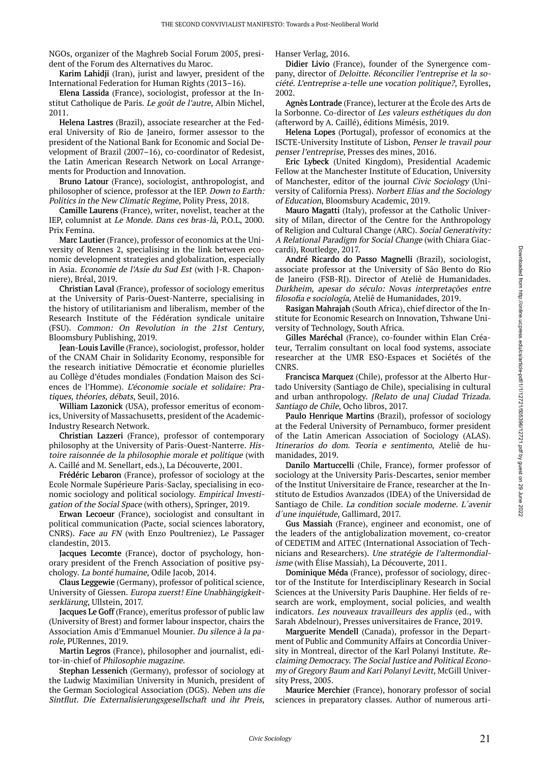NGOs, organizer of the Maghreb Social Forum 2005, president of the Forum des Alternatives du Maroc.

Karim Lahidji (Iran), jurist and lawyer, president of the International Federation for Human Rights (2013–16).

Elena Lassida (France), sociologist, professor at the Institut Catholique de Paris. *Le goût de l'autre*, Albin Michel, 2011.

Helena Lastres (Brazil), associate researcher at the Federal University of Rio de Janeiro, former assessor to the president of the National Bank for Economic and Social Development of Brazil (2007–16), co-coordinator of Redesist, the Latin American Research Network on Local Arrangements for Production and Innovation.

Bruno Latour (France), sociologist, anthropologist, and philosopher of science, professor at the IEP. *Down to Earth: Politics in the New Climatic Regime,* Polity Press, 2018.

Camille Laurens (France), writer, novelist, teacher at the IEP, columnist at *Le Monde*. *Dans ces bras-là*, P.O.L, 2000. Prix Femina.

Marc Lautier (France), professor of economics at the University of Rennes 2, specialising in the link between economic development strategies and globalization, especially in Asia. *Economie de l'Asie du Sud Est* (with J-R. Chaponniere), Bréal, 2019.

Christian Laval (France), professor of sociology emeritus at the University of Paris-Ouest-Nanterre, specialising in the history of utilitarianism and liberalism, member of the Research Institute of the Fédération syndicale unitaire (FSU). *Common: On Revolution in the 21st Century*, Bloomsbury Publishing, 2019.

Jean-Louis Laville (France), sociologist, professor, holder of the CNAM Chair in Solidarity Economy, responsible for the research initiative Démocratie et économie plurielles au Collège d'études mondiales (Fondation Maison des Sciences de l'Homme). *L'économie sociale et solidaire: Pratiques, théories, débats*, Seuil, 2016.

William Lazonick (USA), professor emeritus of economics, University of Massachusetts, president of the Academic-Industry Research Network.

Christian Lazzeri (France), professor of contemporary philosophy at the University of Paris-Ouest-Nanterre. *Histoire raisonnée de la philosophie morale et politique* (with A. Caillé and M. Senellart, eds.), La Découverte, 2001.

Frédéric Lebaron (France), professor of sociology at the Ecole Normale Supérieure Paris-Saclay, specialising in economic sociology and political sociology. *Empirical Investigation of the Social Space* (with others), Springer, 2019.

Erwan Lecoeur (France), sociologist and consultant in political communication (Pacte, social sciences laboratory, CNRS). *Face au FN* (with Enzo Poultreniez), Le Passager clandestin, 2013.

Jacques Lecomte (France), doctor of psychology, honorary president of the French Association of positive psychology. *La bonté humaine*, Odile Jacob, 2014.

Claus Leggewie (Germany), professor of political science, University of Giessen. *Europa zuerst! Eine Unabhängigkeitserklärung*, Ullstein, 2017.

Jacques Le Goff (France), emeritus professor of public law (University of Brest) and former labour inspector, chairs the Association Amis d'Emmanuel Mounier. *Du silence à la parole*, PURennes, 2019.

Martin Legros (France), philosopher and journalist, editor-in-chief of *Philosophie magazine.*

Stephan Lessenich (Germany), professor of sociology at the Ludwig Maximilian University in Munich, president of the German Sociological Association (DGS). *Neben uns die Sintflut. Die Externalisierungsgesellschaft und ihr Preis*, Hanser Verlag, 2016.

Didier Livio (France), founder of the Synergence company, director of *Deloitte. Réconcilier l'entreprise et la société. L'entreprise a-telle une vocation politique?*, Eyrolles, 2002.

Agnès Lontrade (France), lecturer at the École des Arts de la Sorbonne. Co-director of *Les valeurs esthétiques du don* (afterword by A. Caillé), éditions Mimésis, 2019.

Helena Lopes (Portugal), professor of economics at the ISCTE-University Institute of Lisbon, *Penser le travail pour penser l'entreprise*, Presses des mines, 2016.

Eric Lybeck (United Kingdom), Presidential Academic Fellow at the Manchester Institute of Education, University of Manchester, editor of the journal *Civic Sociology* (University of California Press). *Norbert Elias and the Sociology of Education*, Bloomsbury Academic, 2019.

Mauro Magatti (Italy), professor at the Catholic University of Milan, director of the Centre for the Anthropology of Religion and Cultural Change (ARC). *Social Generativity: A Relational Paradigm for Social Change* (with Chiara Giaccardi), Routledge, 2017.

André Ricardo do Passo Magnelli (Brazil), sociologist, associate professor at the University of São Bento do Rio de Janeiro (FSB-RJ). Director of Ateliê de Humanidades. *Durkheim, apesar do século: Novas interpretações entre filosofia e sociologia,* Ateliê de Humanidades, 2019.

Rasigan Mahrajah (South Africa), chief director of the Institute for Economic Research on Innovation, Tshwane University of Technology, South Africa.

Gilles Maréchal (France), co-founder within Elan Créateur, Terralim consultant on local food systems, associate researcher at the UMR ESO-Espaces et Sociétés of the CNRS.

Francisca Marquez (Chile), professor at the Alberto Hurtado University (Santiago de Chile), specialising in cultural and urban anthropology. *[Relato de una] Ciudad Trizada. Santiago de Chile*, Ocho libros, 2017.

Paulo Henrique Martins (Brazil), professor of sociology at the Federal University of Pernambuco, former president of the Latin American Association of Sociology (ALAS). *Itinerarios do dom. Teoria e sentimento*, Ateliê de humanidades, 2019.

Danilo Martuccelli (Chile, France), former professor of sociology at the University Paris-Descartes, senior member of the Institut Universitaire de France, researcher at the Instituto de Estudios Avanzados (IDEA) of the Universidad de Santiago de Chile. *La condition sociale moderne. L´avenir d´une inquiétude*, Gallimard, 2017.

Gus Massiah (France), engineer and economist, one of the leaders of the antiglobalization movement, co-creator of CEDETIM and AITEC (International Association of Technicians and Researchers). *Une stratégie de l'altermondialisme* (with Élise Massiah), La Découverte, 2011.

Dominique Méda (France), professor of sociology, director of the Institute for Interdisciplinary Research in Social Sciences at the University Paris Dauphine. Her fields of research are work, employment, social policies, and wealth indicators. *Les nouveaux travailleurs des applis* (ed., with Sarah Abdelnour), Presses universitaires de France, 2019.

Marguerite Mendell (Canada), professor in the Department of Public and Community Affairs at Concordia University in Montreal, director of the Karl Polanyi Institute. *Reclaiming Democracy. The Social Justice and Political Economy of Gregory Baum and Kari Polanyi Levitt*, McGill University Press, 2005.

Maurice Merchier (France), honorary professor of social sciences in preparatory classes. Author of numerous arti-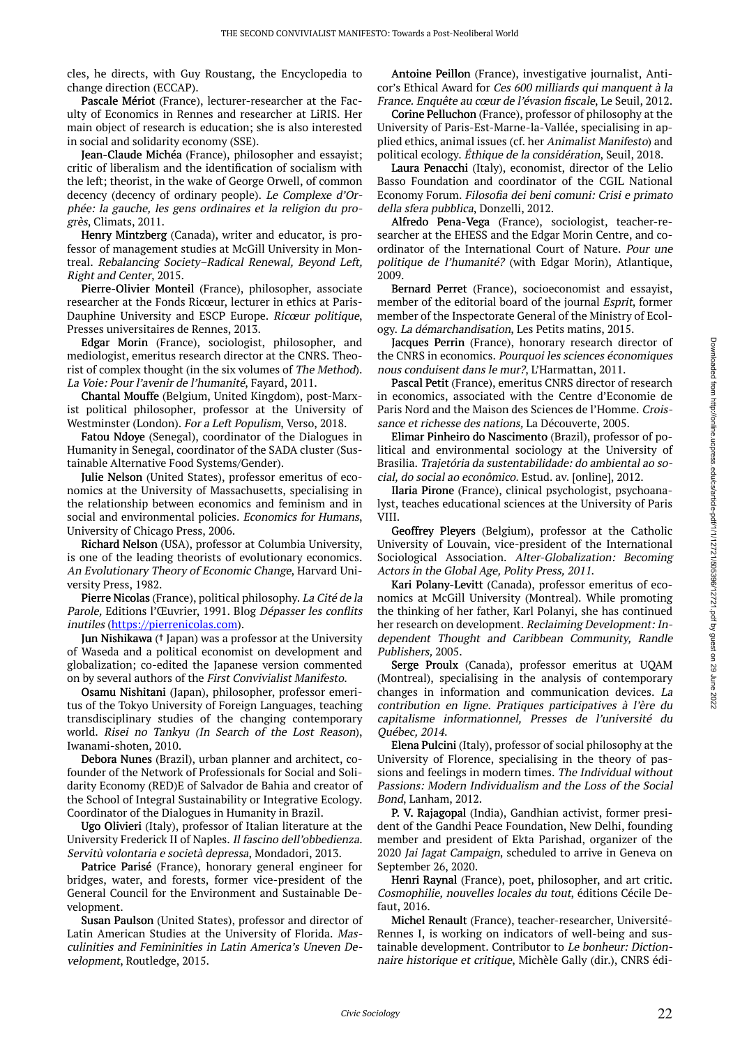cles, he directs, with Guy Roustang, the Encyclopedia to change direction (ECCAP).

**Pascale Mériot** (France), lecturer-researcher at the Faculty of Economics in Rennes and researcher at LiRIS. Her main object of research is education; she is also interested in social and solidarity economy (SSE).

**Jean-Claude Michéa** (France), philosopher and essayist; critic of liberalism and the identification of socialism with the left; theorist, in the wake of George Orwell, of common decency (decency of ordinary people). *Le Complexe d'Orphée: la gauche, les gens ordinaires et la religion du progrès*, Climats, 2011.

**Henry Mintzberg** (Canada), writer and educator, is professor of management studies at McGill University in Montreal. *Rebalancing Society–Radical Renewal, Beyond Left, Right and Center*, 2015.

**Pierre-Olivier Monteil** (France), philosopher, associate researcher at the Fonds Ricœur, lecturer in ethics at Paris-Dauphine University and ESCP Europe. *Ricœur politique*, Presses universitaires de Rennes, 2013.

**Edgar Morin** (France), sociologist, philosopher, and mediologist, emeritus research director at the CNRS. Theorist of complex thought (in the six volumes of *The Method*). *La Voie: Pour l'avenir de l'humanité*, Fayard, 2011.

**Chantal Mouffe** (Belgium, United Kingdom), post-Marxist political philosopher, professor at the University of Westminster (London). *For a Left Populism*, Verso, 2018.

**Fatou Ndoye** (Senegal), coordinator of the Dialogues in Humanity in Senegal, coordinator of the SADA cluster (Sustainable Alternative Food Systems/Gender).

**Julie Nelson** (United States), professor emeritus of economics at the University of Massachusetts, specialising in the relationship between economics and feminism and in social and environmental policies. *Economics for Humans*, University of Chicago Press, 2006.

**Richard Nelson** (USA), professor at Columbia University, is one of the leading theorists of evolutionary economics. *An Evolutionary Theory of Economic Change*, Harvard University Press, 1982.

**Pierre Nicolas** (France), political philosophy. *La Cité de la Parole,* Editions l'Œuvrier, 1991. Blog *Dépasser les conflits inutiles* (https://pierrenicolas.com).

**Jun Nishikawa** († Japan) was a professor at the University of Waseda and a political economist on development and globalization; co-edited the Japanese version commented on by several authors of the *First Convivialist Manifesto*.

**Osamu Nishitani** (Japan), philosopher, professor emeritus of the Tokyo University of Foreign Languages, teaching transdisciplinary studies of the changing contemporary world. *Risei no Tankyu (In Search of the Lost Reason*), Iwanami-shoten, 2010.

**Debora Nunes** (Brazil), urban planner and architect, cofounder of the Network of Professionals for Social and Solidarity Economy (RED)E of Salvador de Bahia and creator of the School of Integral Sustainability or Integrative Ecology. Coordinator of the Dialogues in Humanity in Brazil.

**Ugo Olivieri** (Italy), professor of Italian literature at the University Frederick II of Naples. *Il fascino dell'obbedienza. Servitù volontaria e società depressa*, Mondadori, 2013.

**Patrice Parisé** (France), honorary general engineer for bridges, water, and forests, former vice-president of the General Council for the Environment and Sustainable Development.

**Susan Paulson** (United States), professor and director of Latin American Studies at the University of Florida. *Masculinities and Femininities in Latin America's Uneven Development*, Routledge, 2015.

**Antoine Peillon** (France), investigative journalist, Anticor's Ethical Award for *Ces 600 milliards qui manquent à la France. Enquête au cœur de l'évasion fiscale*, Le Seuil, 2012.

**Corine Pelluchon** (France), professor of philosophy at the University of Paris-Est-Marne-la-Vallée, specialising in applied ethics, animal issues (cf. her *Animalist Manifesto*) and political ecology. *Éthique de la considération*, Seuil, 2018.

**Laura Penacchi** (Italy), economist, director of the Lelio Basso Foundation and coordinator of the CGIL National Economy Forum. *Filosofia dei beni comuni: Crisi e primato della sfera pubblica*, Donzelli, 2012.

**Alfredo Pena-Vega** (France), sociologist, teacher-researcher at the EHESS and the Edgar Morin Centre, and coordinator of the International Court of Nature. *Pour une politique de l'humanité?* (with Edgar Morin), Atlantique, 2009.

**Bernard Perret** (France), socioeconomist and essayist, member of the editorial board of the journal *Esprit*, former member of the Inspectorate General of the Ministry of Ecology. *La démarchandisation*, Les Petits matins, 2015.

**Jacques Perrin** (France), honorary research director of the CNRS in economics. *Pourquoi les sciences économiques nous conduisent dans le mur?*, L'Harmattan, 2011.

**Pascal Petit** (France), emeritus CNRS director of research in economics, associated with the Centre d'Economie de Paris Nord and the Maison des Sciences de l'Homme. *Croissance et richesse des nations,* La Découverte, 2005.

**Elimar Pinheiro do Nascimento** (Brazil), professor of political and environmental sociology at the University of Brasilia. *Trajetória da sustentabilidade: do ambiental ao social, do social ao econômico*. Estud. av. [online], 2012.

**Ilaria Pirone** (France), clinical psychologist, psychoanalyst, teaches educational sciences at the University of Paris VIII.

**Geoffrey Pleyers** (Belgium), professor at the Catholic University of Louvain, vice-president of the International Sociological Association. *Alter-Globalization: Becoming Actors in the Global Age, Polity Press, 2011.*

**Kari Polany-Levitt** (Canada), professor emeritus of economics at McGill University (Montreal). While promoting the thinking of her father, Karl Polanyi, she has continued her research on development. *Reclaiming Development: Independent Thought and Caribbean Community, Randle Publishers,* 2005.

**Serge Proulx** (Canada), professor emeritus at UQAM (Montreal), specialising in the analysis of contemporary changes in information and communication devices. *La contribution en ligne. Pratiques participatives à l'ère du capitalisme informationnel, Presses de l'université du Québec, 2014.*

**Elena Pulcini** (Italy), professor of social philosophy at the University of Florence, specialising in the theory of passions and feelings in modern times. *The Individual without Passions: Modern Individualism and the Loss of the Social Bond*, Lanham, 2012.

**P. V. Rajagopal** (India), Gandhian activist, former president of the Gandhi Peace Foundation, New Delhi, founding member and president of Ekta Parishad, organizer of the 2020 *Jai Jagat Campaign*, scheduled to arrive in Geneva on September 26, 2020.

**Henri Raynal** (France), poet, philosopher, and art critic. *Cosmophilie, nouvelles locales du tout*, éditions Cécile Defaut, 2016.

**Michel Renault** (France), teacher-researcher, Université-Rennes I, is working on indicators of well-being and sustainable development. Contributor to *Le bonheur: Dictionnaire historique et critique*, Michèle Gally (dir.), CNRS édi-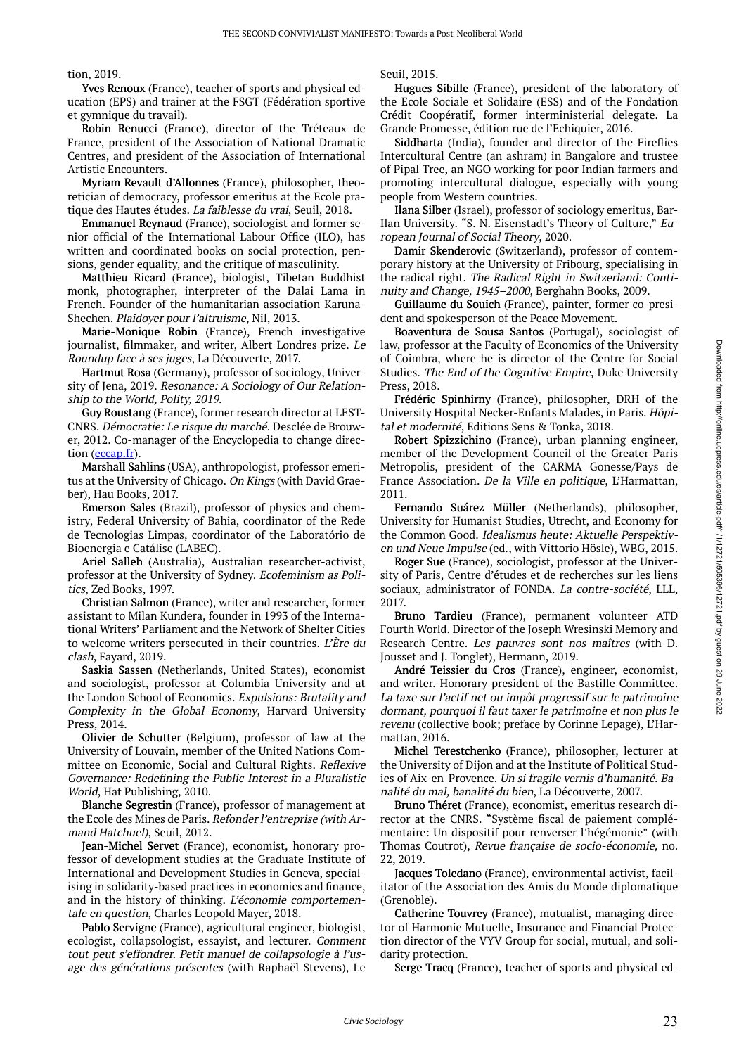tion, 2019.

**Yves Renoux** (France), teacher of sports and physical education (EPS) and trainer at the FSGT (Fédération sportive et gymnique du travail).

**Robin Renucci** (France), director of the Tréteaux de France, president of the Association of National Dramatic Centres, and president of the Association of International Artistic Encounters.

**Myriam Revault d'Allonnes** (France), philosopher, theoretician of democracy, professor emeritus at the Ecole pratique des Hautes études. *La faiblesse du vrai*, Seuil, 2018.

**Emmanuel Reynaud** (France), sociologist and former senior official of the International Labour Office (ILO), has written and coordinated books on social protection, pensions, gender equality, and the critique of masculinity.

**Matthieu Ricard** (France), biologist, Tibetan Buddhist monk, photographer, interpreter of the Dalai Lama in French. Founder of the humanitarian association Karuna-Shechen. *Plaidoyer pour l'altruisme*, Nil, 2013.

**Marie-Monique Robin** (France), French investigative journalist, filmmaker, and writer, Albert Londres prize. *Le Roundup face à ses juges*, La Découverte, 2017.

**Hartmut Rosa** (Germany), professor of sociology, University of Jena, 2019. *Resonance: A Sociology of Our Relationship to the World, Polity, 2019.*

**Guy Roustang** (France), former research director at LEST-CNRS. *Démocratie: Le risque du marché*. Desclée de Brouwer, 2012. Co-manager of the Encyclopedia to change direction (eccap.fr).

**Marshall Sahlins** (USA), anthropologist, professor emeritus at the University of Chicago. *On Kings* (with David Graeber), Hau Books, 2017.

**Emerson Sales** (Brazil), professor of physics and chemistry, Federal University of Bahia, coordinator of the Rede de Tecnologias Limpas, coordinator of the Laboratório de Bioenergia e Catálise (LABEC).

**Ariel Salleh** (Australia), Australian researcher-activist, professor at the University of Sydney. *Ecofeminism as Politics*, Zed Books, 1997.

**Christian Salmon** (France), writer and researcher, former assistant to Milan Kundera, founder in 1993 of the International Writers' Parliament and the Network of Shelter Cities to welcome writers persecuted in their countries. *L'Ère du clash*, Fayard, 2019.

**Saskia Sassen** (Netherlands, United States), economist and sociologist, professor at Columbia University and at the London School of Economics. *Expulsions: Brutality and Complexity in the Global Economy*, Harvard University Press, 2014.

**Olivier de Schutter** (Belgium), professor of law at the University of Louvain, member of the United Nations Committee on Economic, Social and Cultural Rights. *Reflexive Governance: Redefining the Public Interest in a Pluralistic World*, Hat Publishing, 2010.

**Blanche Segrestin** (France), professor of management at the Ecole des Mines de Paris. *Refonder l'entreprise (with Armand Hatchuel)*, Seuil, 2012.

**Jean-Michel Servet** (France), economist, honorary professor of development studies at the Graduate Institute of International and Development Studies in Geneva, specialising in solidarity-based practices in economics and finance, and in the history of thinking. *L'économie comportementale en question*, Charles Leopold Mayer, 2018.

**Pablo Servigne** (France), agricultural engineer, biologist, ecologist, collapsologist, essayist, and lecturer. *Comment tout peut s'effondrer. Petit manuel de collapsologie à l'usage des générations présentes* (with Raphaël Stevens), Le Seuil, 2015.

**Hugues Sibille** (France), president of the laboratory of the Ecole Sociale et Solidaire (ESS) and of the Fondation Crédit Coopératif, former interministerial delegate. La Grande Promesse, édition rue de l'Echiquier, 2016.

**Siddharta** (India), founder and director of the Fireflies Intercultural Centre (an ashram) in Bangalore and trustee of Pipal Tree, an NGO working for poor Indian farmers and promoting intercultural dialogue, especially with young people from Western countries.

**Ilana Silber** (Israel), professor of sociology emeritus, Bar-Ilan University. "S. N. Eisenstadt's Theory of Culture," *European Journal of Social Theory*, 2020.

**Damir Skenderovic** (Switzerland), professor of contemporary history at the University of Fribourg, specialising in the radical right. *The Radical Right in Switzerland: Continuity and Change, 1945–2000*, Berghahn Books, 2009.

**Guillaume du Souich** (France), painter, former co-president and spokesperson of the Peace Movement.

**Boaventura de Sousa Santos** (Portugal), sociologist of law, professor at the Faculty of Economics of the University of Coimbra, where he is director of the Centre for Social Studies. *The End of the Cognitive Empire*, Duke University Press, 2018.

**Frédéric Spinhirny** (France), philosopher, DRH of the University Hospital Necker-Enfants Malades, in Paris. *Hôpital et modernité*, Editions Sens & Tonka, 2018.

**Robert Spizzichino** (France), urban planning engineer, member of the Development Council of the Greater Paris Metropolis, president of the CARMA Gonesse/Pays de France Association. *De la Ville en politique*, L'Harmattan, 2011.

**Fernando Suárez Müller** (Netherlands), philosopher, University for Humanist Studies, Utrecht, and Economy for the Common Good. *Idealismus heute: Aktuelle Perspektiven und Neue Impulse* (ed., with Vittorio Hösle), WBG, 2015.

**Roger Sue** (France), sociologist, professor at the University of Paris, Centre d'études et de recherches sur les liens sociaux, administrator of FONDA. *La contre-société*, LLL, 2017.

**Bruno Tardieu** (France), permanent volunteer ATD Fourth World. Director of the Joseph Wresinski Memory and Research Centre. *Les pauvres sont nos maîtres* (with D. Jousset and J. Tonglet), Hermann, 2019.

**André Teissier du Cros** (France), engineer, economist, and writer. Honorary president of the Bastille Committee. *La taxe sur l'actif net ou impôt progressif sur le patrimoine dormant, pourquoi il faut taxer le patrimoine et non plus le revenu* (collective book; preface by Corinne Lepage), L'Harmattan, 2016.

**Michel Terestchenko** (France), philosopher, lecturer at the University of Dijon and at the Institute of Political Studies of Aix-en-Provence. *Un si fragile vernis d'humanité. Banalité du mal, banalité du bien*, La Découverte, 2007.

**Bruno Théret** (France), economist, emeritus research director at the CNRS. "Système fiscal de paiement complémentaire: Un dispositif pour renverser l'hégémonie" (with Thomas Coutrot), *Revue française de socio-économie,* no. 22, 2019.

**Jacques Toledano** (France), environmental activist, facilitator of the Association des Amis du Monde diplomatique (Grenoble).

**Catherine Touvrey** (France), mutualist, managing director of Harmonie Mutuelle, Insurance and Financial Protection director of the VYV Group for social, mutual, and solidarity protection.

**Serge Tracq** (France), teacher of sports and physical ed-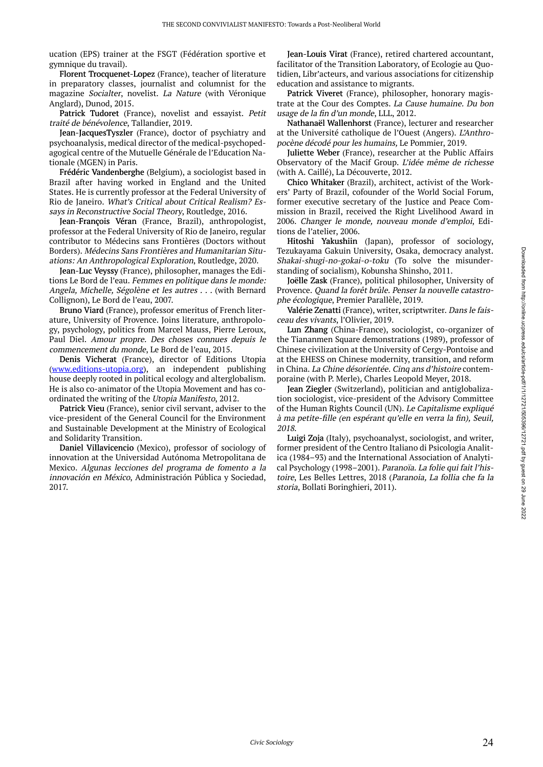ucation (EPS) trainer at the FSGT (Fédération sportive et gymnique du travail).

**Florent Trocquenet-Lopez** (France), teacher of literature in preparatory classes, journalist and columnist for the magazine *Socialter*, novelist. *La Nature* (with Véronique Anglard), Dunod, 2015.

**Patrick Tudoret** (France), novelist and essayist. *Petit traité de bénévolence*, Tallandier, 2019.

**Jean-JacquesTyszler** (France), doctor of psychiatry and psychoanalysis, medical director of the medical-psychopedagogical centre of the Mutuelle Générale de l'Education Nationale (MGEN) in Paris.

**Frédéric Vandenberghe** (Belgium), a sociologist based in Brazil after having worked in England and the United States. He is currently professor at the Federal University of Rio de Janeiro. *What's Critical about Critical Realism? Essays in Reconstructive Social Theory*, Routledge, 2016.

**Jean-François Véran** (France, Brazil), anthropologist, professor at the Federal University of Rio de Janeiro, regular contributor to Médecins sans Frontières (Doctors without Borders). *Médecins Sans Frontières and Humanitarian Situations: An Anthropological Exploration*, Routledge, 2020.

**Jean-Luc Veyssy** (France), philosopher, manages the Editions Le Bord de l'eau. *Femmes en politique dans le monde: Angela, Michelle, Ségolène et les autres . . .* (with Bernard Collignon), Le Bord de l'eau, 2007.

**Bruno Viard** (France), professor emeritus of French literature, University of Provence. Joins literature, anthropology, psychology, politics from Marcel Mauss, Pierre Leroux, Paul Diel. *Amour propre. Des choses connues depuis le commencement du monde*, Le Bord de l'eau, 2015.

**Denis Vicherat** (France), director of Editions Utopia (www.editions-utopia.org), an independent publishing house deeply rooted in political ecology and alterglobalism. He is also co-animator of the Utopia Movement and has coordinated the writing of the *Utopia Manifesto*, 2012.

**Patrick Vieu** (France), senior civil servant, adviser to the vice-president of the General Council for the Environment and Sustainable Development at the Ministry of Ecological and Solidarity Transition.

**Daniel Villavicencio** (Mexico), professor of sociology of innovation at the Universidad Autónoma Metropolitana de Mexico. *Algunas lecciones del programa de fomento a la innovación en México*, Administración Pública y Sociedad, 2017.

**Jean-Louis Virat** (France), retired chartered accountant, facilitator of the Transition Laboratory, of Ecologie au Quotidien, Libr'acteurs, and various associations for citizenship education and assistance to migrants.

**Patrick Viveret** (France), philosopher, honorary magistrate at the Cour des Comptes. *La Cause humaine. Du bon usage de la fin d'un monde*, LLL, 2012.

**Nathanaël Wallenhorst** (France), lecturer and researcher at the Université catholique de l'Ouest (Angers). *L'Anthropocène décodé pour les humains,* Le Pommier, 2019.

**Juliette Weber** (France), researcher at the Public Affairs Observatory of the Macif Group. *L'idée même de richesse* (with A. Caillé), La Découverte, 2012.

**Chico Whitaker** (Brazil), architect, activist of the Workers' Party of Brazil, cofounder of the World Social Forum, former executive secretary of the Justice and Peace Commission in Brazil, received the Right Livelihood Award in 2006. *Changer le monde, nouveau monde d'emploi,* Editions de l'atelier, 2006.

**Hitoshi Yakushiin** (Japan), professor of sociology, Tezukayama Gakuin University, Osaka, democracy analyst. *Shakai-shugi-no-gokai-o-toku* (To solve the misunderstanding of socialism), Kobunsha Shinsho, 2011.

**Joëlle Zask** (France), political philosopher, University of Provence. *Quand la forêt brûle. Penser la nouvelle catastrophe écologique*, Premier Parallèle, 2019.

**Valérie Zenatti** (France), writer, scriptwriter. *Dans le faisceau des vivants*, l'Olivier, 2019.

**Lun Zhang** (China-France), sociologist, co-organizer of the Tiananmen Square demonstrations (1989), professor of Chinese civilization at the University of Cergy-Pontoise and at the EHESS on Chinese modernity, transition, and reform in China. *La Chine désorientée. Cinq ans d'histoire* contemporaine (with P. Merle), Charles Leopold Meyer, 2018.

**Jean Ziegler** (Switzerland), politician and antiglobalization sociologist, vice-president of the Advisory Committee of the Human Rights Council (UN). *Le Capitalisme expliqué à ma petite-fille (en espérant qu'elle en verra la fin), Seuil, 2018.*

**Luigi Zoja** (Italy), psychoanalyst, sociologist, and writer, former president of the Centro Italiano di Psicologia Analitica (1984–93) and the International Association of Analytical Psychology (1998–2001). *Paranoïa. La folie qui fait l'histoire*, Les Belles Lettres, 2018 (*Paranoia, La follia che fa la storia*, Bollati Boringhieri, 2011).